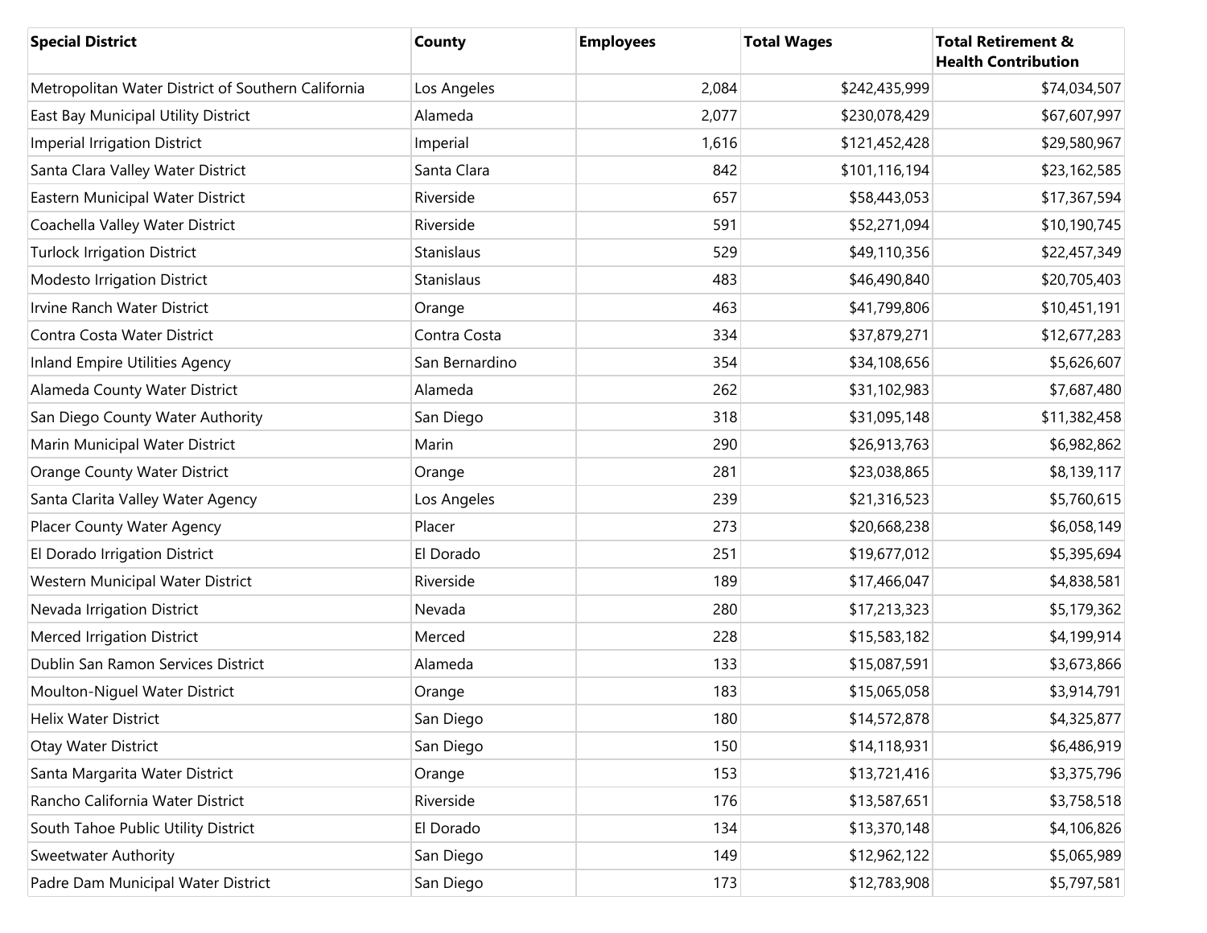| Special District | County | Employees | Total Wages | Total Retirement & Health Contribution |
|---|---|---|---|---|
| Metropolitan Water District of Southern California | Los Angeles | 2,084 | $242,435,999 | $74,034,507 |
| East Bay Municipal Utility District | Alameda | 2,077 | $230,078,429 | $67,607,997 |
| Imperial Irrigation District | Imperial | 1,616 | $121,452,428 | $29,580,967 |
| Santa Clara Valley Water District | Santa Clara | 842 | $101,116,194 | $23,162,585 |
| Eastern Municipal Water District | Riverside | 657 | $58,443,053 | $17,367,594 |
| Coachella Valley Water District | Riverside | 591 | $52,271,094 | $10,190,745 |
| Turlock Irrigation District | Stanislaus | 529 | $49,110,356 | $22,457,349 |
| Modesto Irrigation District | Stanislaus | 483 | $46,490,840 | $20,705,403 |
| Irvine Ranch Water District | Orange | 463 | $41,799,806 | $10,451,191 |
| Contra Costa Water District | Contra Costa | 334 | $37,879,271 | $12,677,283 |
| Inland Empire Utilities Agency | San Bernardino | 354 | $34,108,656 | $5,626,607 |
| Alameda County Water District | Alameda | 262 | $31,102,983 | $7,687,480 |
| San Diego County Water Authority | San Diego | 318 | $31,095,148 | $11,382,458 |
| Marin Municipal Water District | Marin | 290 | $26,913,763 | $6,982,862 |
| Orange County Water District | Orange | 281 | $23,038,865 | $8,139,117 |
| Santa Clarita Valley Water Agency | Los Angeles | 239 | $21,316,523 | $5,760,615 |
| Placer County Water Agency | Placer | 273 | $20,668,238 | $6,058,149 |
| El Dorado Irrigation District | El Dorado | 251 | $19,677,012 | $5,395,694 |
| Western Municipal Water District | Riverside | 189 | $17,466,047 | $4,838,581 |
| Nevada Irrigation District | Nevada | 280 | $17,213,323 | $5,179,362 |
| Merced Irrigation District | Merced | 228 | $15,583,182 | $4,199,914 |
| Dublin San Ramon Services District | Alameda | 133 | $15,087,591 | $3,673,866 |
| Moulton-Niguel Water District | Orange | 183 | $15,065,058 | $3,914,791 |
| Helix Water District | San Diego | 180 | $14,572,878 | $4,325,877 |
| Otay Water District | San Diego | 150 | $14,118,931 | $6,486,919 |
| Santa Margarita Water District | Orange | 153 | $13,721,416 | $3,375,796 |
| Rancho California Water District | Riverside | 176 | $13,587,651 | $3,758,518 |
| South Tahoe Public Utility District | El Dorado | 134 | $13,370,148 | $4,106,826 |
| Sweetwater Authority | San Diego | 149 | $12,962,122 | $5,065,989 |
| Padre Dam Municipal Water District | San Diego | 173 | $12,783,908 | $5,797,581 |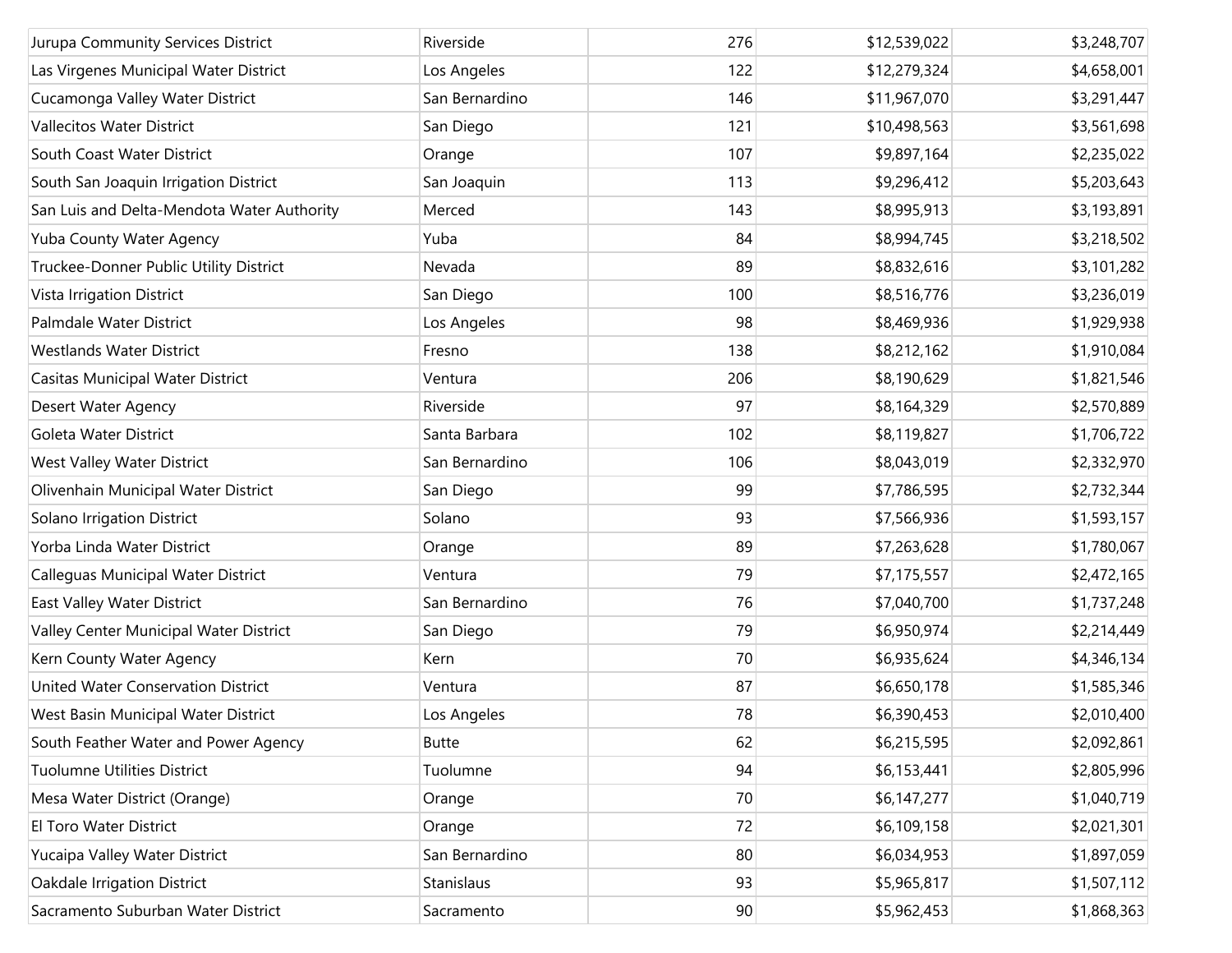| | | | | |
|---|---|---|---|---|
| Jurupa Community Services District | Riverside | 276 | $12,539,022 | $3,248,707 |
| Las Virgenes Municipal Water District | Los Angeles | 122 | $12,279,324 | $4,658,001 |
| Cucamonga Valley Water District | San Bernardino | 146 | $11,967,070 | $3,291,447 |
| Vallecitos Water District | San Diego | 121 | $10,498,563 | $3,561,698 |
| South Coast Water District | Orange | 107 | $9,897,164 | $2,235,022 |
| South San Joaquin Irrigation District | San Joaquin | 113 | $9,296,412 | $5,203,643 |
| San Luis and Delta-Mendota Water Authority | Merced | 143 | $8,995,913 | $3,193,891 |
| Yuba County Water Agency | Yuba | 84 | $8,994,745 | $3,218,502 |
| Truckee-Donner Public Utility District | Nevada | 89 | $8,832,616 | $3,101,282 |
| Vista Irrigation District | San Diego | 100 | $8,516,776 | $3,236,019 |
| Palmdale Water District | Los Angeles | 98 | $8,469,936 | $1,929,938 |
| Westlands Water District | Fresno | 138 | $8,212,162 | $1,910,084 |
| Casitas Municipal Water District | Ventura | 206 | $8,190,629 | $1,821,546 |
| Desert Water Agency | Riverside | 97 | $8,164,329 | $2,570,889 |
| Goleta Water District | Santa Barbara | 102 | $8,119,827 | $1,706,722 |
| West Valley Water District | San Bernardino | 106 | $8,043,019 | $2,332,970 |
| Olivenhain Municipal Water District | San Diego | 99 | $7,786,595 | $2,732,344 |
| Solano Irrigation District | Solano | 93 | $7,566,936 | $1,593,157 |
| Yorba Linda Water District | Orange | 89 | $7,263,628 | $1,780,067 |
| Calleguas Municipal Water District | Ventura | 79 | $7,175,557 | $2,472,165 |
| East Valley Water District | San Bernardino | 76 | $7,040,700 | $1,737,248 |
| Valley Center Municipal Water District | San Diego | 79 | $6,950,974 | $2,214,449 |
| Kern County Water Agency | Kern | 70 | $6,935,624 | $4,346,134 |
| United Water Conservation District | Ventura | 87 | $6,650,178 | $1,585,346 |
| West Basin Municipal Water District | Los Angeles | 78 | $6,390,453 | $2,010,400 |
| South Feather Water and Power Agency | Butte | 62 | $6,215,595 | $2,092,861 |
| Tuolumne Utilities District | Tuolumne | 94 | $6,153,441 | $2,805,996 |
| Mesa Water District (Orange) | Orange | 70 | $6,147,277 | $1,040,719 |
| El Toro Water District | Orange | 72 | $6,109,158 | $2,021,301 |
| Yucaipa Valley Water District | San Bernardino | 80 | $6,034,953 | $1,897,059 |
| Oakdale Irrigation District | Stanislaus | 93 | $5,965,817 | $1,507,112 |
| Sacramento Suburban Water District | Sacramento | 90 | $5,962,453 | $1,868,363 |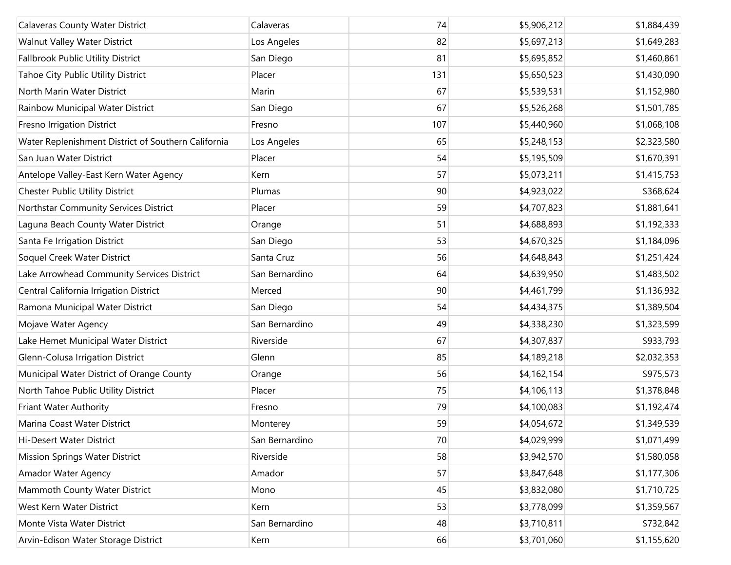| | | | | |
|---|---|---|---|---|
| Calaveras County Water District | Calaveras | 74 | $5,906,212 | $1,884,439 |
| Walnut Valley Water District | Los Angeles | 82 | $5,697,213 | $1,649,283 |
| Fallbrook Public Utility District | San Diego | 81 | $5,695,852 | $1,460,861 |
| Tahoe City Public Utility District | Placer | 131 | $5,650,523 | $1,430,090 |
| North Marin Water District | Marin | 67 | $5,539,531 | $1,152,980 |
| Rainbow Municipal Water District | San Diego | 67 | $5,526,268 | $1,501,785 |
| Fresno Irrigation District | Fresno | 107 | $5,440,960 | $1,068,108 |
| Water Replenishment District of Southern California | Los Angeles | 65 | $5,248,153 | $2,323,580 |
| San Juan Water District | Placer | 54 | $5,195,509 | $1,670,391 |
| Antelope Valley-East Kern Water Agency | Kern | 57 | $5,073,211 | $1,415,753 |
| Chester Public Utility District | Plumas | 90 | $4,923,022 | $368,624 |
| Northstar Community Services District | Placer | 59 | $4,707,823 | $1,881,641 |
| Laguna Beach County Water District | Orange | 51 | $4,688,893 | $1,192,333 |
| Santa Fe Irrigation District | San Diego | 53 | $4,670,325 | $1,184,096 |
| Soquel Creek Water District | Santa Cruz | 56 | $4,648,843 | $1,251,424 |
| Lake Arrowhead Community Services District | San Bernardino | 64 | $4,639,950 | $1,483,502 |
| Central California Irrigation District | Merced | 90 | $4,461,799 | $1,136,932 |
| Ramona Municipal Water District | San Diego | 54 | $4,434,375 | $1,389,504 |
| Mojave Water Agency | San Bernardino | 49 | $4,338,230 | $1,323,599 |
| Lake Hemet Municipal Water District | Riverside | 67 | $4,307,837 | $933,793 |
| Glenn-Colusa Irrigation District | Glenn | 85 | $4,189,218 | $2,032,353 |
| Municipal Water District of Orange County | Orange | 56 | $4,162,154 | $975,573 |
| North Tahoe Public Utility District | Placer | 75 | $4,106,113 | $1,378,848 |
| Friant Water Authority | Fresno | 79 | $4,100,083 | $1,192,474 |
| Marina Coast Water District | Monterey | 59 | $4,054,672 | $1,349,539 |
| Hi-Desert Water District | San Bernardino | 70 | $4,029,999 | $1,071,499 |
| Mission Springs Water District | Riverside | 58 | $3,942,570 | $1,580,058 |
| Amador Water Agency | Amador | 57 | $3,847,648 | $1,177,306 |
| Mammoth County Water District | Mono | 45 | $3,832,080 | $1,710,725 |
| West Kern Water District | Kern | 53 | $3,778,099 | $1,359,567 |
| Monte Vista Water District | San Bernardino | 48 | $3,710,811 | $732,842 |
| Arvin-Edison Water Storage District | Kern | 66 | $3,701,060 | $1,155,620 |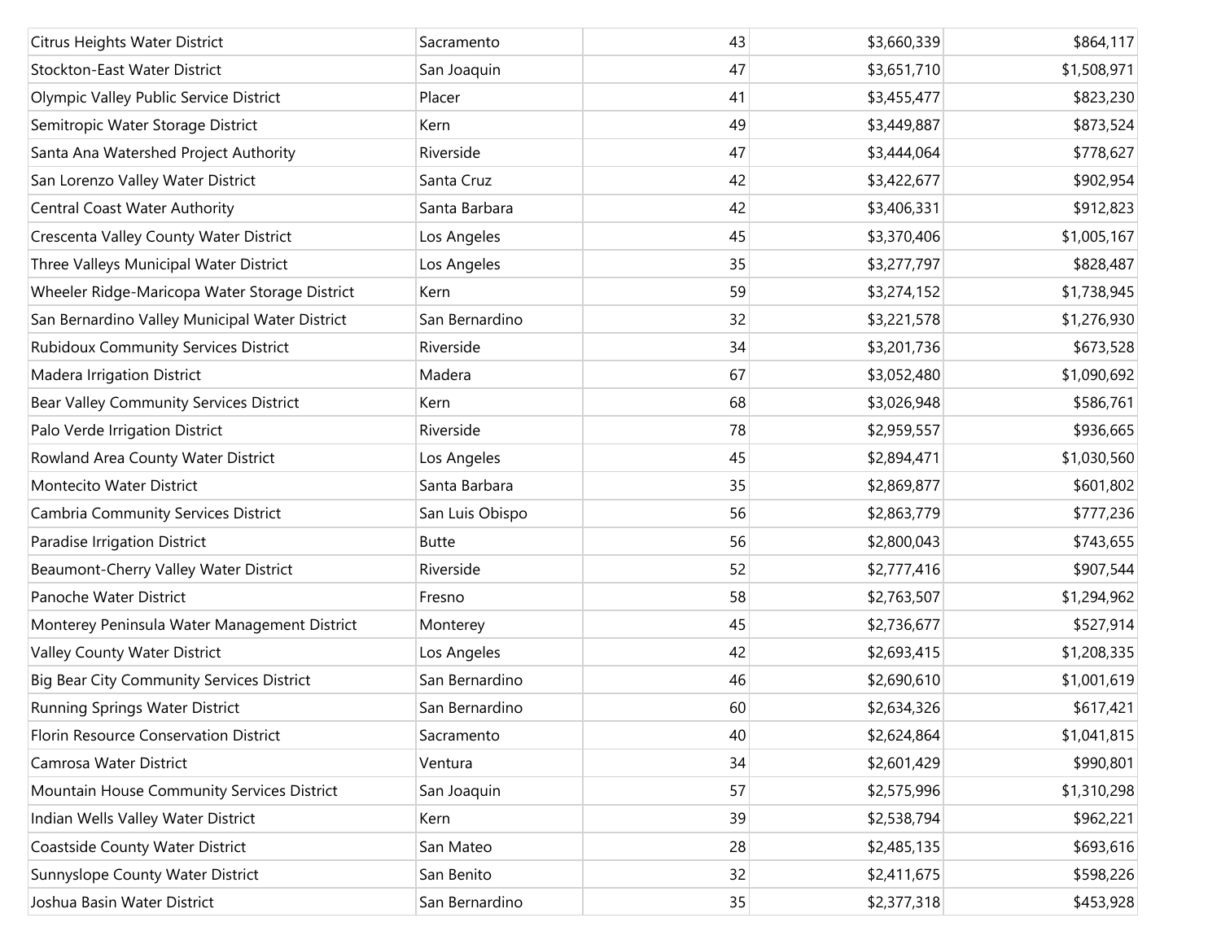| | | | | |
|---|---|---|---|---|
| Citrus Heights Water District | Sacramento | 43 | $3,660,339 | $864,117 |
| Stockton-East Water District | San Joaquin | 47 | $3,651,710 | $1,508,971 |
| Olympic Valley Public Service District | Placer | 41 | $3,455,477 | $823,230 |
| Semitropic Water Storage District | Kern | 49 | $3,449,887 | $873,524 |
| Santa Ana Watershed Project Authority | Riverside | 47 | $3,444,064 | $778,627 |
| San Lorenzo Valley Water District | Santa Cruz | 42 | $3,422,677 | $902,954 |
| Central Coast Water Authority | Santa Barbara | 42 | $3,406,331 | $912,823 |
| Crescenta Valley County Water District | Los Angeles | 45 | $3,370,406 | $1,005,167 |
| Three Valleys Municipal Water District | Los Angeles | 35 | $3,277,797 | $828,487 |
| Wheeler Ridge-Maricopa Water Storage District | Kern | 59 | $3,274,152 | $1,738,945 |
| San Bernardino Valley Municipal Water District | San Bernardino | 32 | $3,221,578 | $1,276,930 |
| Rubidoux Community Services District | Riverside | 34 | $3,201,736 | $673,528 |
| Madera Irrigation District | Madera | 67 | $3,052,480 | $1,090,692 |
| Bear Valley Community Services District | Kern | 68 | $3,026,948 | $586,761 |
| Palo Verde Irrigation District | Riverside | 78 | $2,959,557 | $936,665 |
| Rowland Area County Water District | Los Angeles | 45 | $2,894,471 | $1,030,560 |
| Montecito Water District | Santa Barbara | 35 | $2,869,877 | $601,802 |
| Cambria Community Services District | San Luis Obispo | 56 | $2,863,779 | $777,236 |
| Paradise Irrigation District | Butte | 56 | $2,800,043 | $743,655 |
| Beaumont-Cherry Valley Water District | Riverside | 52 | $2,777,416 | $907,544 |
| Panoche Water District | Fresno | 58 | $2,763,507 | $1,294,962 |
| Monterey Peninsula Water Management District | Monterey | 45 | $2,736,677 | $527,914 |
| Valley County Water District | Los Angeles | 42 | $2,693,415 | $1,208,335 |
| Big Bear City Community Services District | San Bernardino | 46 | $2,690,610 | $1,001,619 |
| Running Springs Water District | San Bernardino | 60 | $2,634,326 | $617,421 |
| Florin Resource Conservation District | Sacramento | 40 | $2,624,864 | $1,041,815 |
| Camrosa Water District | Ventura | 34 | $2,601,429 | $990,801 |
| Mountain House Community Services District | San Joaquin | 57 | $2,575,996 | $1,310,298 |
| Indian Wells Valley Water District | Kern | 39 | $2,538,794 | $962,221 |
| Coastside County Water District | San Mateo | 28 | $2,485,135 | $693,616 |
| Sunnyslope County Water District | San Benito | 32 | $2,411,675 | $598,226 |
| Joshua Basin Water District | San Bernardino | 35 | $2,377,318 | $453,928 |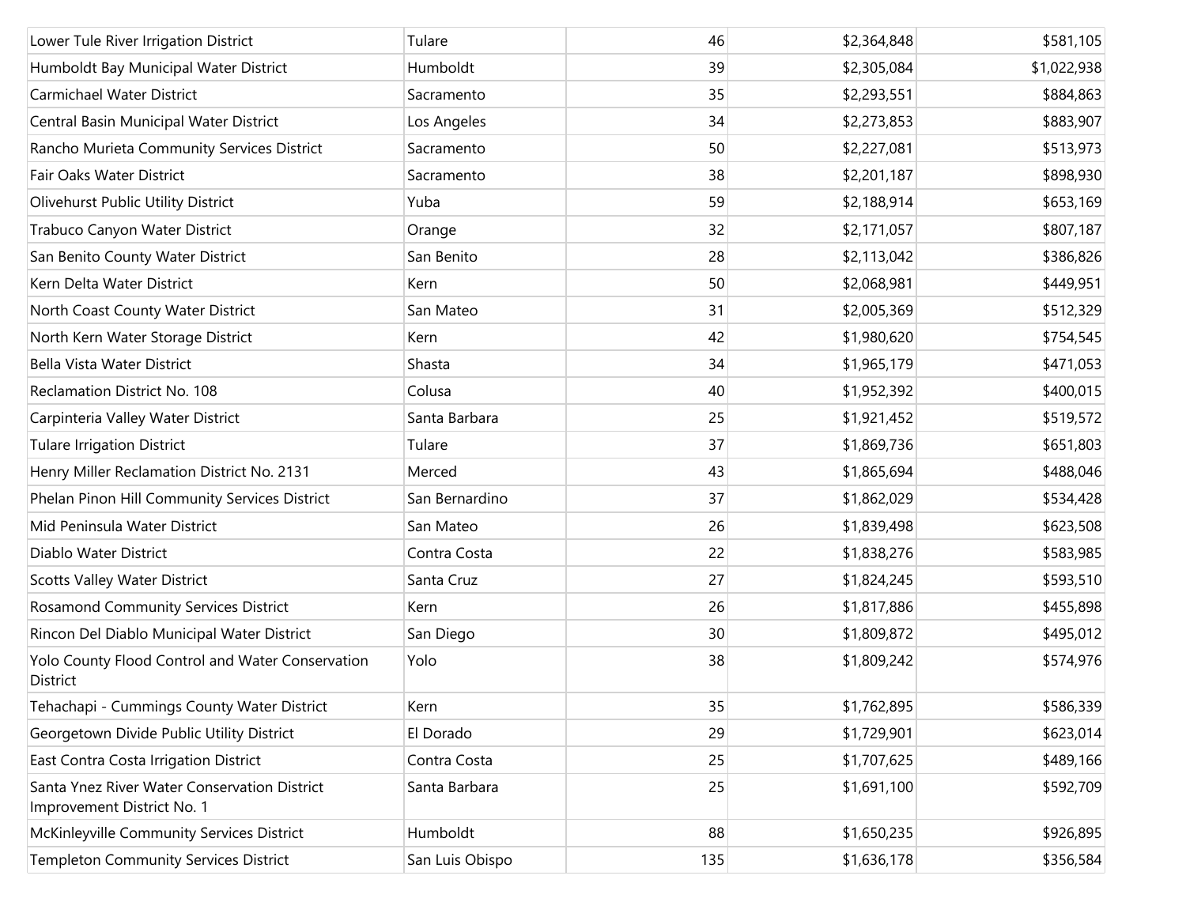| | | | | |
|---|---|---|---|---|
| Lower Tule River Irrigation District | Tulare | 46 | $2,364,848 | $581,105 |
| Humboldt Bay Municipal Water District | Humboldt | 39 | $2,305,084 | $1,022,938 |
| Carmichael Water District | Sacramento | 35 | $2,293,551 | $884,863 |
| Central Basin Municipal Water District | Los Angeles | 34 | $2,273,853 | $883,907 |
| Rancho Murieta Community Services District | Sacramento | 50 | $2,227,081 | $513,973 |
| Fair Oaks Water District | Sacramento | 38 | $2,201,187 | $898,930 |
| Olivehurst Public Utility District | Yuba | 59 | $2,188,914 | $653,169 |
| Trabuco Canyon Water District | Orange | 32 | $2,171,057 | $807,187 |
| San Benito County Water District | San Benito | 28 | $2,113,042 | $386,826 |
| Kern Delta Water District | Kern | 50 | $2,068,981 | $449,951 |
| North Coast County Water District | San Mateo | 31 | $2,005,369 | $512,329 |
| North Kern Water Storage District | Kern | 42 | $1,980,620 | $754,545 |
| Bella Vista Water District | Shasta | 34 | $1,965,179 | $471,053 |
| Reclamation District No. 108 | Colusa | 40 | $1,952,392 | $400,015 |
| Carpinteria Valley Water District | Santa Barbara | 25 | $1,921,452 | $519,572 |
| Tulare Irrigation District | Tulare | 37 | $1,869,736 | $651,803 |
| Henry Miller Reclamation District No. 2131 | Merced | 43 | $1,865,694 | $488,046 |
| Phelan Pinon Hill Community Services District | San Bernardino | 37 | $1,862,029 | $534,428 |
| Mid Peninsula Water District | San Mateo | 26 | $1,839,498 | $623,508 |
| Diablo Water District | Contra Costa | 22 | $1,838,276 | $583,985 |
| Scotts Valley Water District | Santa Cruz | 27 | $1,824,245 | $593,510 |
| Rosamond Community Services District | Kern | 26 | $1,817,886 | $455,898 |
| Rincon Del Diablo Municipal Water District | San Diego | 30 | $1,809,872 | $495,012 |
| Yolo County Flood Control and Water Conservation District | Yolo | 38 | $1,809,242 | $574,976 |
| Tehachapi - Cummings County Water District | Kern | 35 | $1,762,895 | $586,339 |
| Georgetown Divide Public Utility District | El Dorado | 29 | $1,729,901 | $623,014 |
| East Contra Costa Irrigation District | Contra Costa | 25 | $1,707,625 | $489,166 |
| Santa Ynez River Water Conservation District Improvement District No. 1 | Santa Barbara | 25 | $1,691,100 | $592,709 |
| McKinleyville Community Services District | Humboldt | 88 | $1,650,235 | $926,895 |
| Templeton Community Services District | San Luis Obispo | 135 | $1,636,178 | $356,584 |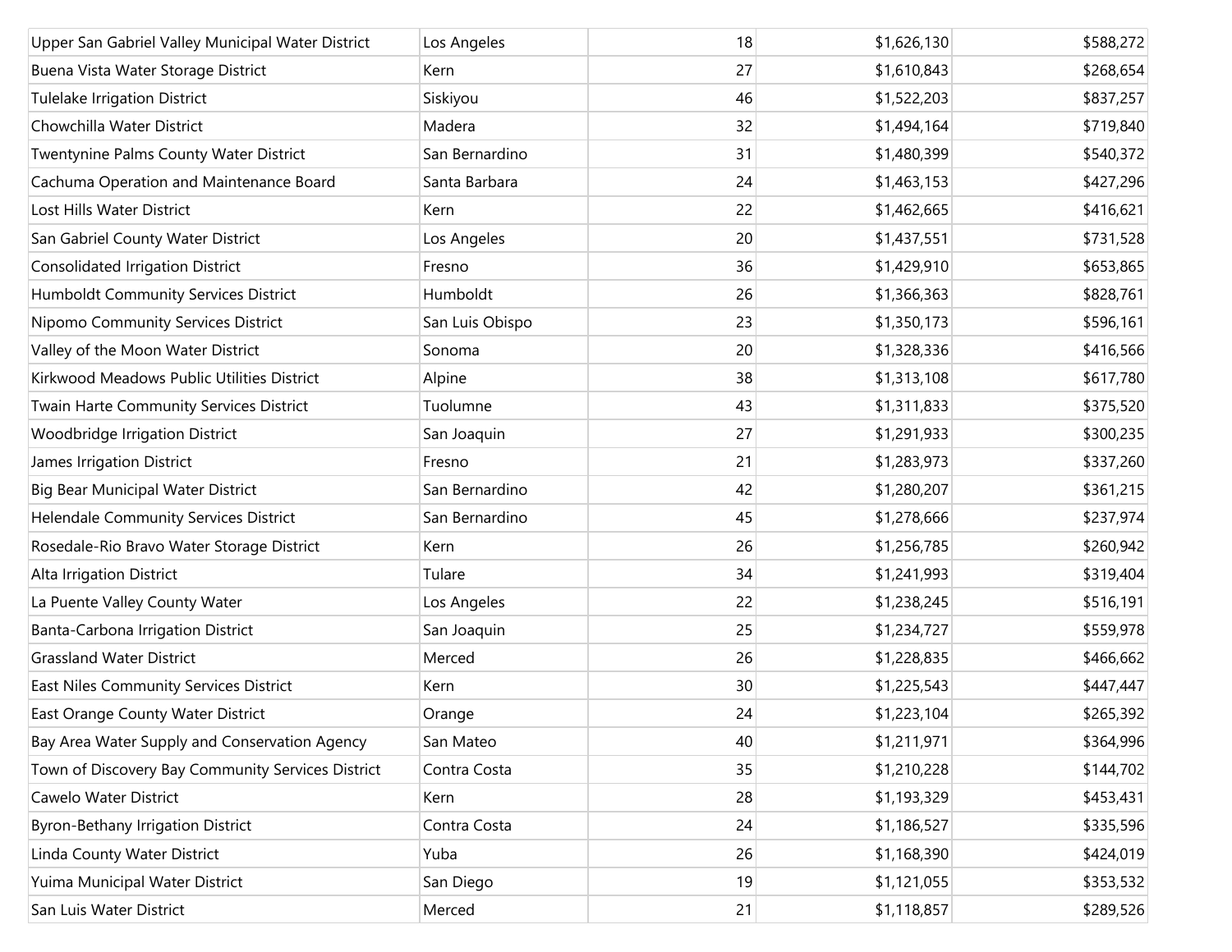| | | | | |
|---|---|---|---|---|
| Upper San Gabriel Valley Municipal Water District | Los Angeles | 18 | $1,626,130 | $588,272 |
| Buena Vista Water Storage District | Kern | 27 | $1,610,843 | $268,654 |
| Tulelake Irrigation District | Siskiyou | 46 | $1,522,203 | $837,257 |
| Chowchilla Water District | Madera | 32 | $1,494,164 | $719,840 |
| Twentynine Palms County Water District | San Bernardino | 31 | $1,480,399 | $540,372 |
| Cachuma Operation and Maintenance Board | Santa Barbara | 24 | $1,463,153 | $427,296 |
| Lost Hills Water District | Kern | 22 | $1,462,665 | $416,621 |
| San Gabriel County Water District | Los Angeles | 20 | $1,437,551 | $731,528 |
| Consolidated Irrigation District | Fresno | 36 | $1,429,910 | $653,865 |
| Humboldt Community Services District | Humboldt | 26 | $1,366,363 | $828,761 |
| Nipomo Community Services District | San Luis Obispo | 23 | $1,350,173 | $596,161 |
| Valley of the Moon Water District | Sonoma | 20 | $1,328,336 | $416,566 |
| Kirkwood Meadows Public Utilities District | Alpine | 38 | $1,313,108 | $617,780 |
| Twain Harte Community Services District | Tuolumne | 43 | $1,311,833 | $375,520 |
| Woodbridge Irrigation District | San Joaquin | 27 | $1,291,933 | $300,235 |
| James Irrigation District | Fresno | 21 | $1,283,973 | $337,260 |
| Big Bear Municipal Water District | San Bernardino | 42 | $1,280,207 | $361,215 |
| Helendale Community Services District | San Bernardino | 45 | $1,278,666 | $237,974 |
| Rosedale-Rio Bravo Water Storage District | Kern | 26 | $1,256,785 | $260,942 |
| Alta Irrigation District | Tulare | 34 | $1,241,993 | $319,404 |
| La Puente Valley County Water | Los Angeles | 22 | $1,238,245 | $516,191 |
| Banta-Carbona Irrigation District | San Joaquin | 25 | $1,234,727 | $559,978 |
| Grassland Water District | Merced | 26 | $1,228,835 | $466,662 |
| East Niles Community Services District | Kern | 30 | $1,225,543 | $447,447 |
| East Orange County Water District | Orange | 24 | $1,223,104 | $265,392 |
| Bay Area Water Supply and Conservation Agency | San Mateo | 40 | $1,211,971 | $364,996 |
| Town of Discovery Bay Community Services District | Contra Costa | 35 | $1,210,228 | $144,702 |
| Cawelo Water District | Kern | 28 | $1,193,329 | $453,431 |
| Byron-Bethany Irrigation District | Contra Costa | 24 | $1,186,527 | $335,596 |
| Linda County Water District | Yuba | 26 | $1,168,390 | $424,019 |
| Yuima Municipal Water District | San Diego | 19 | $1,121,055 | $353,532 |
| San Luis Water District | Merced | 21 | $1,118,857 | $289,526 |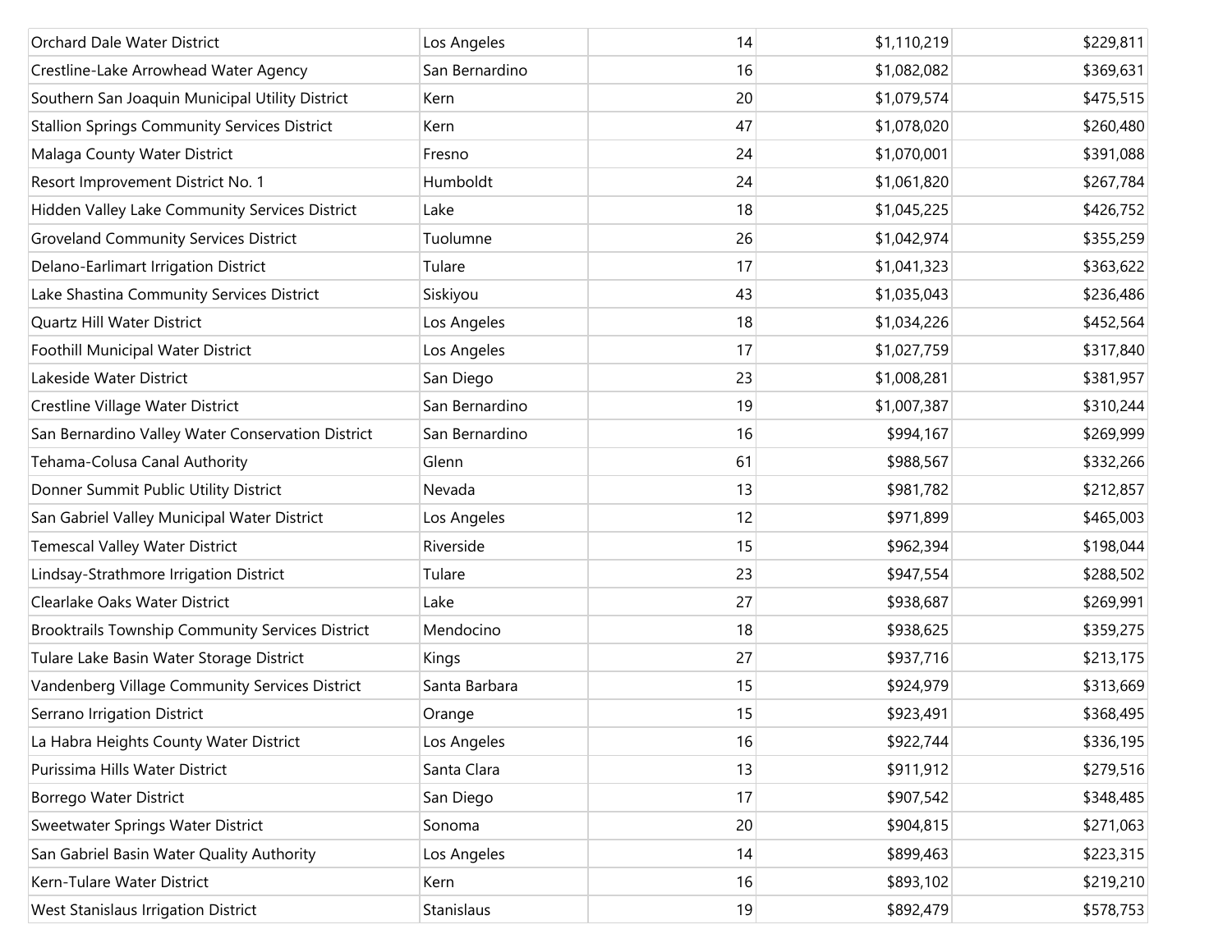| | | | | |
|---|---|---|---|---|
| Orchard Dale Water District | Los Angeles | 14 | $1,110,219 | $229,811 |
| Crestline-Lake Arrowhead Water Agency | San Bernardino | 16 | $1,082,082 | $369,631 |
| Southern San Joaquin Municipal Utility District | Kern | 20 | $1,079,574 | $475,515 |
| Stallion Springs Community Services District | Kern | 47 | $1,078,020 | $260,480 |
| Malaga County Water District | Fresno | 24 | $1,070,001 | $391,088 |
| Resort Improvement District No. 1 | Humboldt | 24 | $1,061,820 | $267,784 |
| Hidden Valley Lake Community Services District | Lake | 18 | $1,045,225 | $426,752 |
| Groveland Community Services District | Tuolumne | 26 | $1,042,974 | $355,259 |
| Delano-Earlimart Irrigation District | Tulare | 17 | $1,041,323 | $363,622 |
| Lake Shastina Community Services District | Siskiyou | 43 | $1,035,043 | $236,486 |
| Quartz Hill Water District | Los Angeles | 18 | $1,034,226 | $452,564 |
| Foothill Municipal Water District | Los Angeles | 17 | $1,027,759 | $317,840 |
| Lakeside Water District | San Diego | 23 | $1,008,281 | $381,957 |
| Crestline Village Water District | San Bernardino | 19 | $1,007,387 | $310,244 |
| San Bernardino Valley Water Conservation District | San Bernardino | 16 | $994,167 | $269,999 |
| Tehama-Colusa Canal Authority | Glenn | 61 | $988,567 | $332,266 |
| Donner Summit Public Utility District | Nevada | 13 | $981,782 | $212,857 |
| San Gabriel Valley Municipal Water District | Los Angeles | 12 | $971,899 | $465,003 |
| Temescal Valley Water District | Riverside | 15 | $962,394 | $198,044 |
| Lindsay-Strathmore Irrigation District | Tulare | 23 | $947,554 | $288,502 |
| Clearlake Oaks Water District | Lake | 27 | $938,687 | $269,991 |
| Brooktrails Township Community Services District | Mendocino | 18 | $938,625 | $359,275 |
| Tulare Lake Basin Water Storage District | Kings | 27 | $937,716 | $213,175 |
| Vandenberg Village Community Services District | Santa Barbara | 15 | $924,979 | $313,669 |
| Serrano Irrigation District | Orange | 15 | $923,491 | $368,495 |
| La Habra Heights County Water District | Los Angeles | 16 | $922,744 | $336,195 |
| Purissima Hills Water District | Santa Clara | 13 | $911,912 | $279,516 |
| Borrego Water District | San Diego | 17 | $907,542 | $348,485 |
| Sweetwater Springs Water District | Sonoma | 20 | $904,815 | $271,063 |
| San Gabriel Basin Water Quality Authority | Los Angeles | 14 | $899,463 | $223,315 |
| Kern-Tulare Water District | Kern | 16 | $893,102 | $219,210 |
| West Stanislaus Irrigation District | Stanislaus | 19 | $892,479 | $578,753 |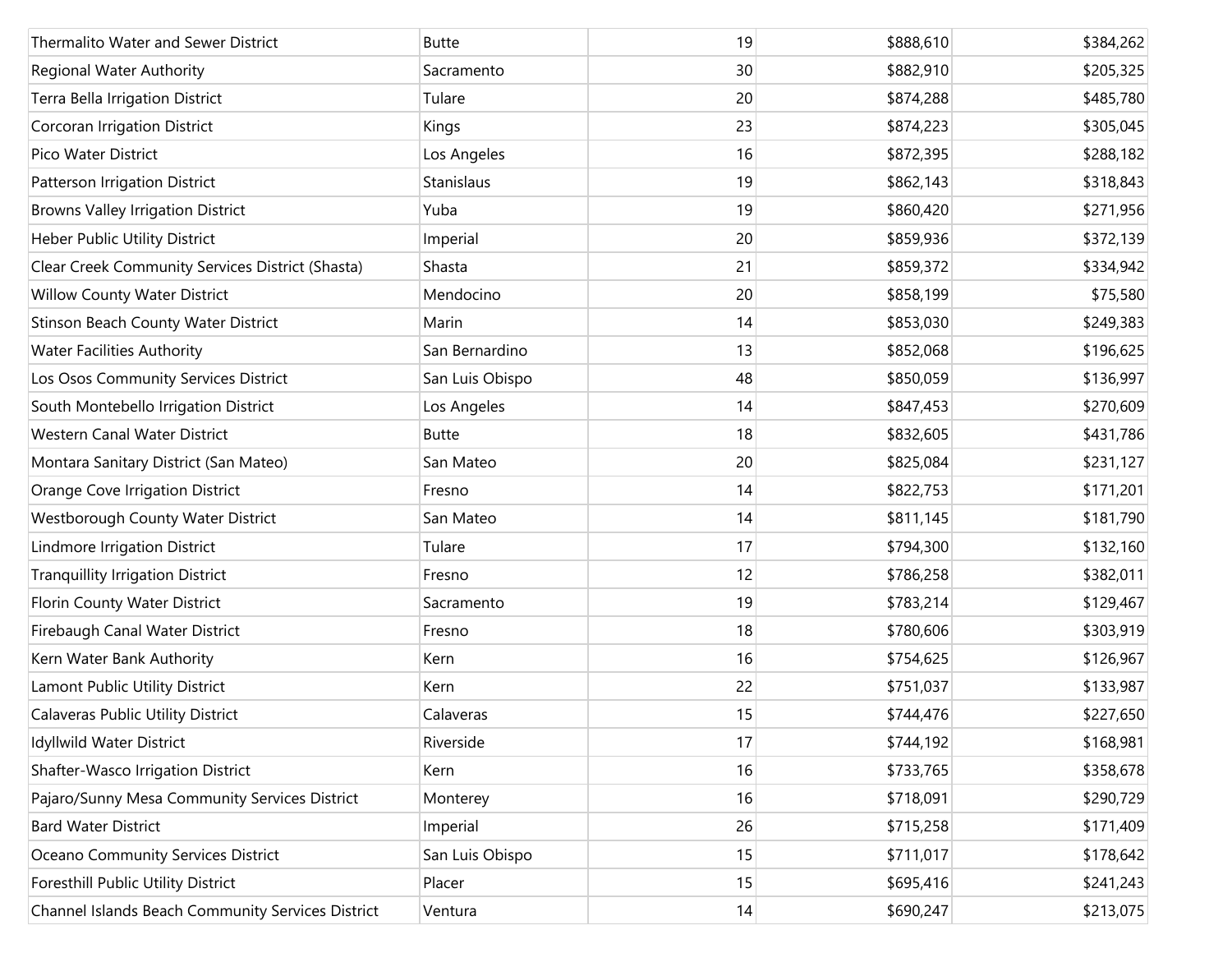| | | | | |
|---|---|---|---|---|
| Thermalito Water and Sewer District | Butte | 19 | $888,610 | $384,262 |
| Regional Water Authority | Sacramento | 30 | $882,910 | $205,325 |
| Terra Bella Irrigation District | Tulare | 20 | $874,288 | $485,780 |
| Corcoran Irrigation District | Kings | 23 | $874,223 | $305,045 |
| Pico Water District | Los Angeles | 16 | $872,395 | $288,182 |
| Patterson Irrigation District | Stanislaus | 19 | $862,143 | $318,843 |
| Browns Valley Irrigation District | Yuba | 19 | $860,420 | $271,956 |
| Heber Public Utility District | Imperial | 20 | $859,936 | $372,139 |
| Clear Creek Community Services District (Shasta) | Shasta | 21 | $859,372 | $334,942 |
| Willow County Water District | Mendocino | 20 | $858,199 | $75,580 |
| Stinson Beach County Water District | Marin | 14 | $853,030 | $249,383 |
| Water Facilities Authority | San Bernardino | 13 | $852,068 | $196,625 |
| Los Osos Community Services District | San Luis Obispo | 48 | $850,059 | $136,997 |
| South Montebello Irrigation District | Los Angeles | 14 | $847,453 | $270,609 |
| Western Canal Water District | Butte | 18 | $832,605 | $431,786 |
| Montara Sanitary District (San Mateo) | San Mateo | 20 | $825,084 | $231,127 |
| Orange Cove Irrigation District | Fresno | 14 | $822,753 | $171,201 |
| Westborough County Water District | San Mateo | 14 | $811,145 | $181,790 |
| Lindmore Irrigation District | Tulare | 17 | $794,300 | $132,160 |
| Tranquillity Irrigation District | Fresno | 12 | $786,258 | $382,011 |
| Florin County Water District | Sacramento | 19 | $783,214 | $129,467 |
| Firebaugh Canal Water District | Fresno | 18 | $780,606 | $303,919 |
| Kern Water Bank Authority | Kern | 16 | $754,625 | $126,967 |
| Lamont Public Utility District | Kern | 22 | $751,037 | $133,987 |
| Calaveras Public Utility District | Calaveras | 15 | $744,476 | $227,650 |
| Idyllwild Water District | Riverside | 17 | $744,192 | $168,981 |
| Shafter-Wasco Irrigation District | Kern | 16 | $733,765 | $358,678 |
| Pajaro/Sunny Mesa Community Services District | Monterey | 16 | $718,091 | $290,729 |
| Bard Water District | Imperial | 26 | $715,258 | $171,409 |
| Oceano Community Services District | San Luis Obispo | 15 | $711,017 | $178,642 |
| Foresthill Public Utility District | Placer | 15 | $695,416 | $241,243 |
| Channel Islands Beach Community Services District | Ventura | 14 | $690,247 | $213,075 |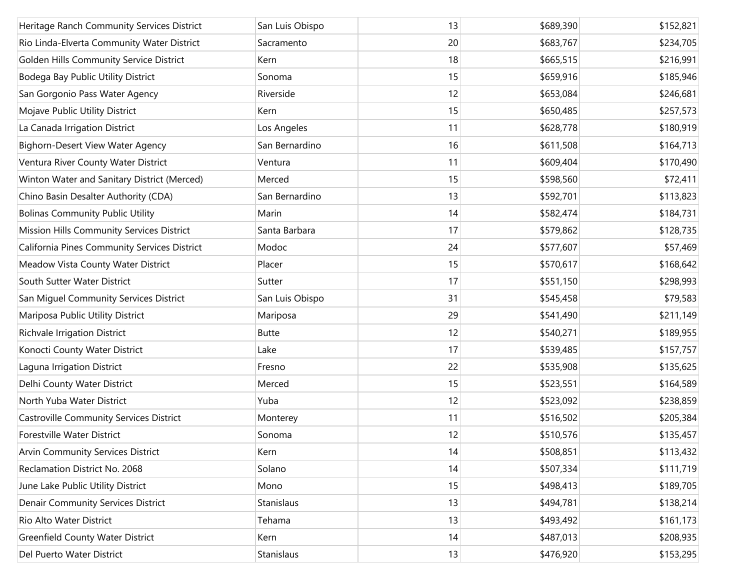| | | | | |
|---|---|---|---|---|
| Heritage Ranch Community Services District | San Luis Obispo | 13 | $689,390 | $152,821 |
| Rio Linda-Elverta Community Water District | Sacramento | 20 | $683,767 | $234,705 |
| Golden Hills Community Service District | Kern | 18 | $665,515 | $216,991 |
| Bodega Bay Public Utility District | Sonoma | 15 | $659,916 | $185,946 |
| San Gorgonio Pass Water Agency | Riverside | 12 | $653,084 | $246,681 |
| Mojave Public Utility District | Kern | 15 | $650,485 | $257,573 |
| La Canada Irrigation District | Los Angeles | 11 | $628,778 | $180,919 |
| Bighorn-Desert View Water Agency | San Bernardino | 16 | $611,508 | $164,713 |
| Ventura River County Water District | Ventura | 11 | $609,404 | $170,490 |
| Winton Water and Sanitary District (Merced) | Merced | 15 | $598,560 | $72,411 |
| Chino Basin Desalter Authority (CDA) | San Bernardino | 13 | $592,701 | $113,823 |
| Bolinas Community Public Utility | Marin | 14 | $582,474 | $184,731 |
| Mission Hills Community Services District | Santa Barbara | 17 | $579,862 | $128,735 |
| California Pines Community Services District | Modoc | 24 | $577,607 | $57,469 |
| Meadow Vista County Water District | Placer | 15 | $570,617 | $168,642 |
| South Sutter Water District | Sutter | 17 | $551,150 | $298,993 |
| San Miguel Community Services District | San Luis Obispo | 31 | $545,458 | $79,583 |
| Mariposa Public Utility District | Mariposa | 29 | $541,490 | $211,149 |
| Richvale Irrigation District | Butte | 12 | $540,271 | $189,955 |
| Konocti County Water District | Lake | 17 | $539,485 | $157,757 |
| Laguna Irrigation District | Fresno | 22 | $535,908 | $135,625 |
| Delhi County Water District | Merced | 15 | $523,551 | $164,589 |
| North Yuba Water District | Yuba | 12 | $523,092 | $238,859 |
| Castroville Community Services District | Monterey | 11 | $516,502 | $205,384 |
| Forestville Water District | Sonoma | 12 | $510,576 | $135,457 |
| Arvin Community Services District | Kern | 14 | $508,851 | $113,432 |
| Reclamation District No. 2068 | Solano | 14 | $507,334 | $111,719 |
| June Lake Public Utility District | Mono | 15 | $498,413 | $189,705 |
| Denair Community Services District | Stanislaus | 13 | $494,781 | $138,214 |
| Rio Alto Water District | Tehama | 13 | $493,492 | $161,173 |
| Greenfield County Water District | Kern | 14 | $487,013 | $208,935 |
| Del Puerto Water District | Stanislaus | 13 | $476,920 | $153,295 |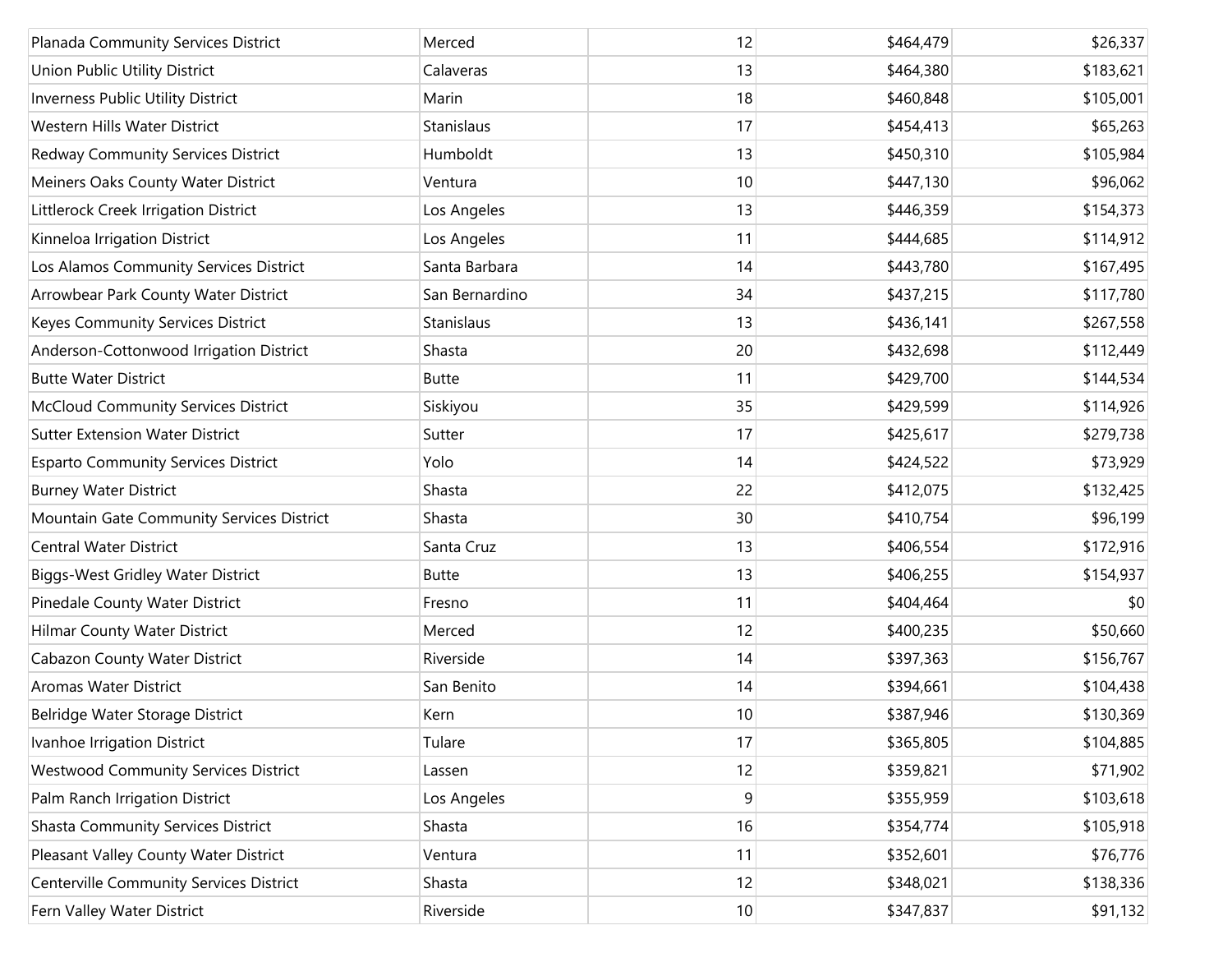| | | | | |
|---|---|---|---|---|
| Planada Community Services District | Merced | 12 | $464,479 | $26,337 |
| Union Public Utility District | Calaveras | 13 | $464,380 | $183,621 |
| Inverness Public Utility District | Marin | 18 | $460,848 | $105,001 |
| Western Hills Water District | Stanislaus | 17 | $454,413 | $65,263 |
| Redway Community Services District | Humboldt | 13 | $450,310 | $105,984 |
| Meiners Oaks County Water District | Ventura | 10 | $447,130 | $96,062 |
| Littlerock Creek Irrigation District | Los Angeles | 13 | $446,359 | $154,373 |
| Kinneloa Irrigation District | Los Angeles | 11 | $444,685 | $114,912 |
| Los Alamos Community Services District | Santa Barbara | 14 | $443,780 | $167,495 |
| Arrowbear Park County Water District | San Bernardino | 34 | $437,215 | $117,780 |
| Keyes Community Services District | Stanislaus | 13 | $436,141 | $267,558 |
| Anderson-Cottonwood Irrigation District | Shasta | 20 | $432,698 | $112,449 |
| Butte Water District | Butte | 11 | $429,700 | $144,534 |
| McCloud Community Services District | Siskiyou | 35 | $429,599 | $114,926 |
| Sutter Extension Water District | Sutter | 17 | $425,617 | $279,738 |
| Esparto Community Services District | Yolo | 14 | $424,522 | $73,929 |
| Burney Water District | Shasta | 22 | $412,075 | $132,425 |
| Mountain Gate Community Services District | Shasta | 30 | $410,754 | $96,199 |
| Central Water District | Santa Cruz | 13 | $406,554 | $172,916 |
| Biggs-West Gridley Water District | Butte | 13 | $406,255 | $154,937 |
| Pinedale County Water District | Fresno | 11 | $404,464 | $0 |
| Hilmar County Water District | Merced | 12 | $400,235 | $50,660 |
| Cabazon County Water District | Riverside | 14 | $397,363 | $156,767 |
| Aromas Water District | San Benito | 14 | $394,661 | $104,438 |
| Belridge Water Storage District | Kern | 10 | $387,946 | $130,369 |
| Ivanhoe Irrigation District | Tulare | 17 | $365,805 | $104,885 |
| Westwood Community Services District | Lassen | 12 | $359,821 | $71,902 |
| Palm Ranch Irrigation District | Los Angeles | 9 | $355,959 | $103,618 |
| Shasta Community Services District | Shasta | 16 | $354,774 | $105,918 |
| Pleasant Valley County Water District | Ventura | 11 | $352,601 | $76,776 |
| Centerville Community Services District | Shasta | 12 | $348,021 | $138,336 |
| Fern Valley Water District | Riverside | 10 | $347,837 | $91,132 |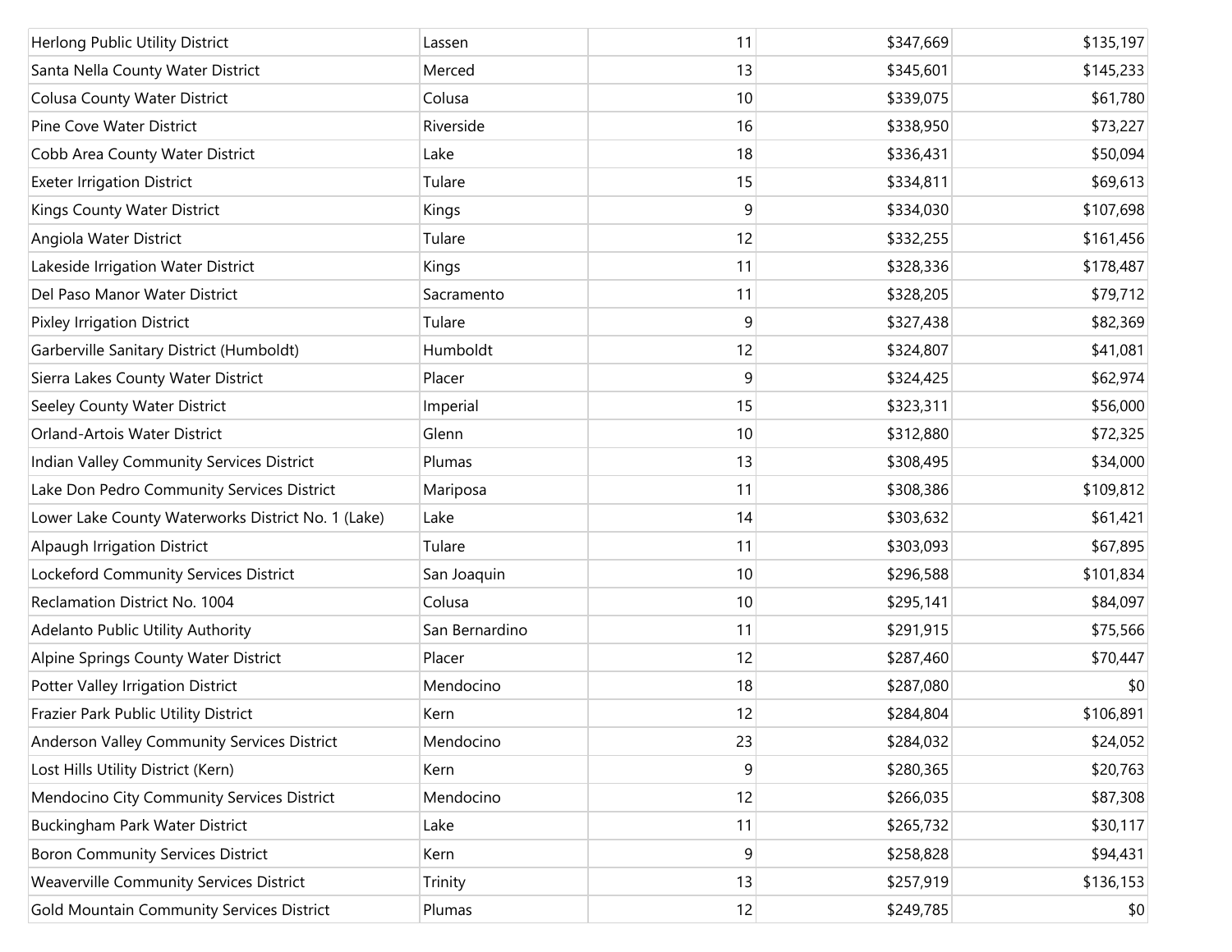| | | | | |
|---|---|---|---|---|
| Herlong Public Utility District | Lassen | 11 | $347,669 | $135,197 |
| Santa Nella County Water District | Merced | 13 | $345,601 | $145,233 |
| Colusa County Water District | Colusa | 10 | $339,075 | $61,780 |
| Pine Cove Water District | Riverside | 16 | $338,950 | $73,227 |
| Cobb Area County Water District | Lake | 18 | $336,431 | $50,094 |
| Exeter Irrigation District | Tulare | 15 | $334,811 | $69,613 |
| Kings County Water District | Kings | 9 | $334,030 | $107,698 |
| Angiola Water District | Tulare | 12 | $332,255 | $161,456 |
| Lakeside Irrigation Water District | Kings | 11 | $328,336 | $178,487 |
| Del Paso Manor Water District | Sacramento | 11 | $328,205 | $79,712 |
| Pixley Irrigation District | Tulare | 9 | $327,438 | $82,369 |
| Garberville Sanitary District (Humboldt) | Humboldt | 12 | $324,807 | $41,081 |
| Sierra Lakes County Water District | Placer | 9 | $324,425 | $62,974 |
| Seeley County Water District | Imperial | 15 | $323,311 | $56,000 |
| Orland-Artois Water District | Glenn | 10 | $312,880 | $72,325 |
| Indian Valley Community Services District | Plumas | 13 | $308,495 | $34,000 |
| Lake Don Pedro Community Services District | Mariposa | 11 | $308,386 | $109,812 |
| Lower Lake County Waterworks District No. 1 (Lake) | Lake | 14 | $303,632 | $61,421 |
| Alpaugh Irrigation District | Tulare | 11 | $303,093 | $67,895 |
| Lockeford Community Services District | San Joaquin | 10 | $296,588 | $101,834 |
| Reclamation District No. 1004 | Colusa | 10 | $295,141 | $84,097 |
| Adelanto Public Utility Authority | San Bernardino | 11 | $291,915 | $75,566 |
| Alpine Springs County Water District | Placer | 12 | $287,460 | $70,447 |
| Potter Valley Irrigation District | Mendocino | 18 | $287,080 | $0 |
| Frazier Park Public Utility District | Kern | 12 | $284,804 | $106,891 |
| Anderson Valley Community Services District | Mendocino | 23 | $284,032 | $24,052 |
| Lost Hills Utility District (Kern) | Kern | 9 | $280,365 | $20,763 |
| Mendocino City Community Services District | Mendocino | 12 | $266,035 | $87,308 |
| Buckingham Park Water District | Lake | 11 | $265,732 | $30,117 |
| Boron Community Services District | Kern | 9 | $258,828 | $94,431 |
| Weaverville Community Services District | Trinity | 13 | $257,919 | $136,153 |
| Gold Mountain Community Services District | Plumas | 12 | $249,785 | $0 |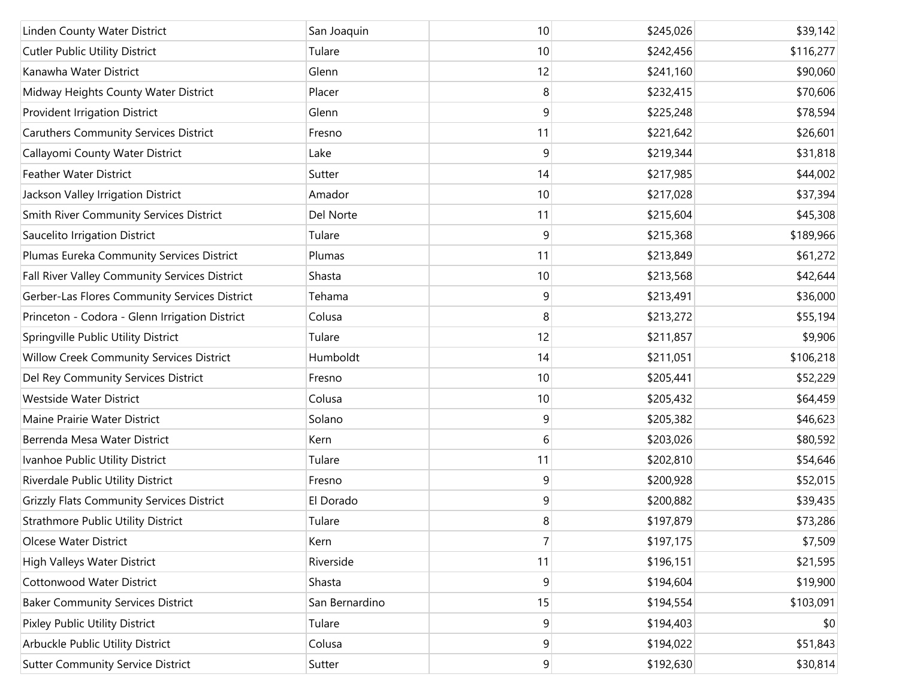| | | | | |
|---|---|---|---|---|
| Linden County Water District | San Joaquin | 10 | $245,026 | $39,142 |
| Cutler Public Utility District | Tulare | 10 | $242,456 | $116,277 |
| Kanawha Water District | Glenn | 12 | $241,160 | $90,060 |
| Midway Heights County Water District | Placer | 8 | $232,415 | $70,606 |
| Provident Irrigation District | Glenn | 9 | $225,248 | $78,594 |
| Caruthers Community Services District | Fresno | 11 | $221,642 | $26,601 |
| Callayomi County Water District | Lake | 9 | $219,344 | $31,818 |
| Feather Water District | Sutter | 14 | $217,985 | $44,002 |
| Jackson Valley Irrigation District | Amador | 10 | $217,028 | $37,394 |
| Smith River Community Services District | Del Norte | 11 | $215,604 | $45,308 |
| Saucelito Irrigation District | Tulare | 9 | $215,368 | $189,966 |
| Plumas Eureka Community Services District | Plumas | 11 | $213,849 | $61,272 |
| Fall River Valley Community Services District | Shasta | 10 | $213,568 | $42,644 |
| Gerber-Las Flores Community Services District | Tehama | 9 | $213,491 | $36,000 |
| Princeton - Codora - Glenn Irrigation District | Colusa | 8 | $213,272 | $55,194 |
| Springville Public Utility District | Tulare | 12 | $211,857 | $9,906 |
| Willow Creek Community Services District | Humboldt | 14 | $211,051 | $106,218 |
| Del Rey Community Services District | Fresno | 10 | $205,441 | $52,229 |
| Westside Water District | Colusa | 10 | $205,432 | $64,459 |
| Maine Prairie Water District | Solano | 9 | $205,382 | $46,623 |
| Berrenda Mesa Water District | Kern | 6 | $203,026 | $80,592 |
| Ivanhoe Public Utility District | Tulare | 11 | $202,810 | $54,646 |
| Riverdale Public Utility District | Fresno | 9 | $200,928 | $52,015 |
| Grizzly Flats Community Services District | El Dorado | 9 | $200,882 | $39,435 |
| Strathmore Public Utility District | Tulare | 8 | $197,879 | $73,286 |
| Olcese Water District | Kern | 7 | $197,175 | $7,509 |
| High Valleys Water District | Riverside | 11 | $196,151 | $21,595 |
| Cottonwood Water District | Shasta | 9 | $194,604 | $19,900 |
| Baker Community Services District | San Bernardino | 15 | $194,554 | $103,091 |
| Pixley Public Utility District | Tulare | 9 | $194,403 | $0 |
| Arbuckle Public Utility District | Colusa | 9 | $194,022 | $51,843 |
| Sutter Community Service District | Sutter | 9 | $192,630 | $30,814 |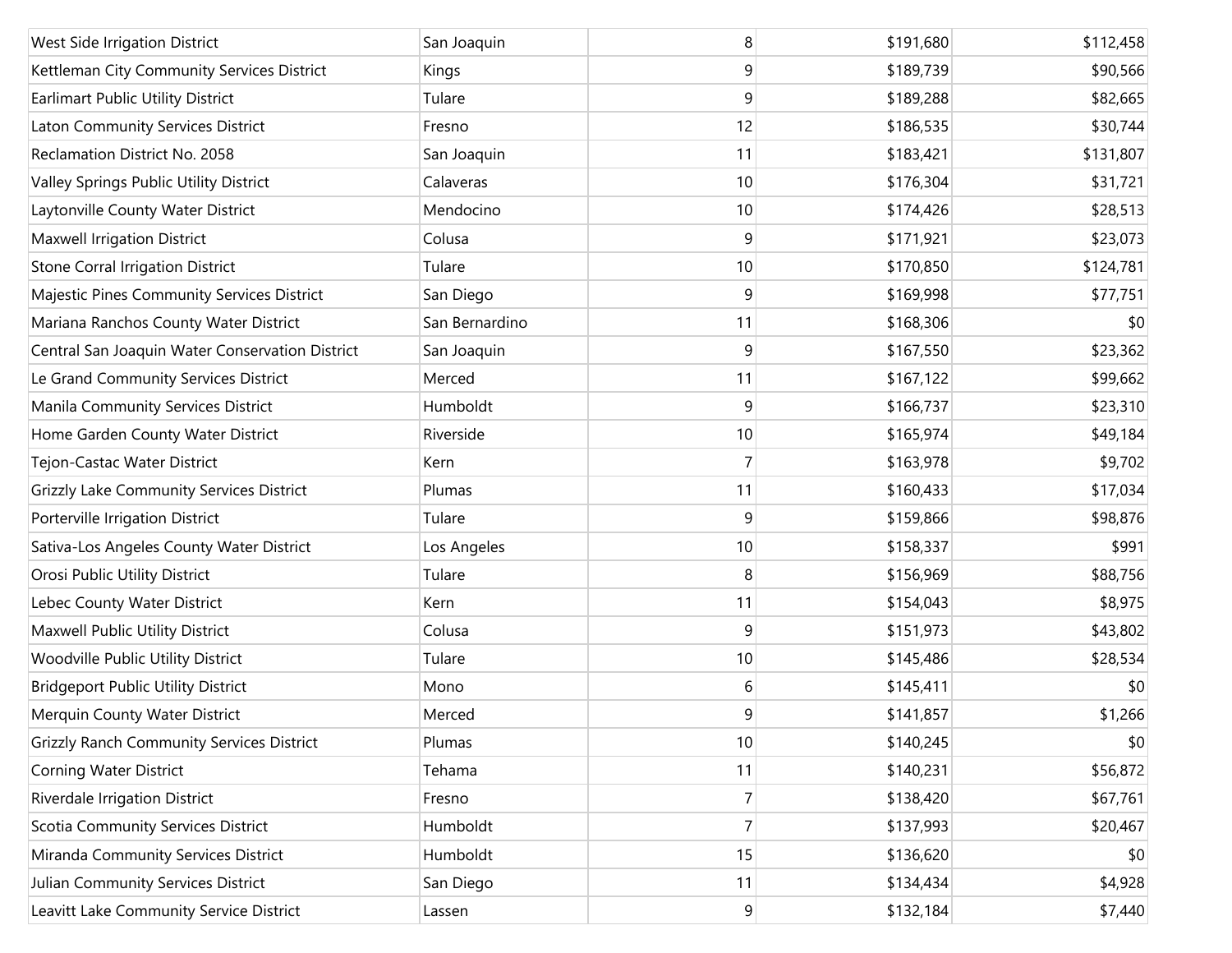| | | | | |
|---|---|---|---|---|
| West Side Irrigation District | San Joaquin | 8 | $191,680 | $112,458 |
| Kettleman City Community Services District | Kings | 9 | $189,739 | $90,566 |
| Earlimart Public Utility District | Tulare | 9 | $189,288 | $82,665 |
| Laton Community Services District | Fresno | 12 | $186,535 | $30,744 |
| Reclamation District No. 2058 | San Joaquin | 11 | $183,421 | $131,807 |
| Valley Springs Public Utility District | Calaveras | 10 | $176,304 | $31,721 |
| Laytonville County Water District | Mendocino | 10 | $174,426 | $28,513 |
| Maxwell Irrigation District | Colusa | 9 | $171,921 | $23,073 |
| Stone Corral Irrigation District | Tulare | 10 | $170,850 | $124,781 |
| Majestic Pines Community Services District | San Diego | 9 | $169,998 | $77,751 |
| Mariana Ranchos County Water District | San Bernardino | 11 | $168,306 | $0 |
| Central San Joaquin Water Conservation District | San Joaquin | 9 | $167,550 | $23,362 |
| Le Grand Community Services District | Merced | 11 | $167,122 | $99,662 |
| Manila Community Services District | Humboldt | 9 | $166,737 | $23,310 |
| Home Garden County Water District | Riverside | 10 | $165,974 | $49,184 |
| Tejon-Castac Water District | Kern | 7 | $163,978 | $9,702 |
| Grizzly Lake Community Services District | Plumas | 11 | $160,433 | $17,034 |
| Porterville Irrigation District | Tulare | 9 | $159,866 | $98,876 |
| Sativa-Los Angeles County Water District | Los Angeles | 10 | $158,337 | $991 |
| Orosi Public Utility District | Tulare | 8 | $156,969 | $88,756 |
| Lebec County Water District | Kern | 11 | $154,043 | $8,975 |
| Maxwell Public Utility District | Colusa | 9 | $151,973 | $43,802 |
| Woodville Public Utility District | Tulare | 10 | $145,486 | $28,534 |
| Bridgeport Public Utility District | Mono | 6 | $145,411 | $0 |
| Merquin County Water District | Merced | 9 | $141,857 | $1,266 |
| Grizzly Ranch Community Services District | Plumas | 10 | $140,245 | $0 |
| Corning Water District | Tehama | 11 | $140,231 | $56,872 |
| Riverdale Irrigation District | Fresno | 7 | $138,420 | $67,761 |
| Scotia Community Services District | Humboldt | 7 | $137,993 | $20,467 |
| Miranda Community Services District | Humboldt | 15 | $136,620 | $0 |
| Julian Community Services District | San Diego | 11 | $134,434 | $4,928 |
| Leavitt Lake Community Service District | Lassen | 9 | $132,184 | $7,440 |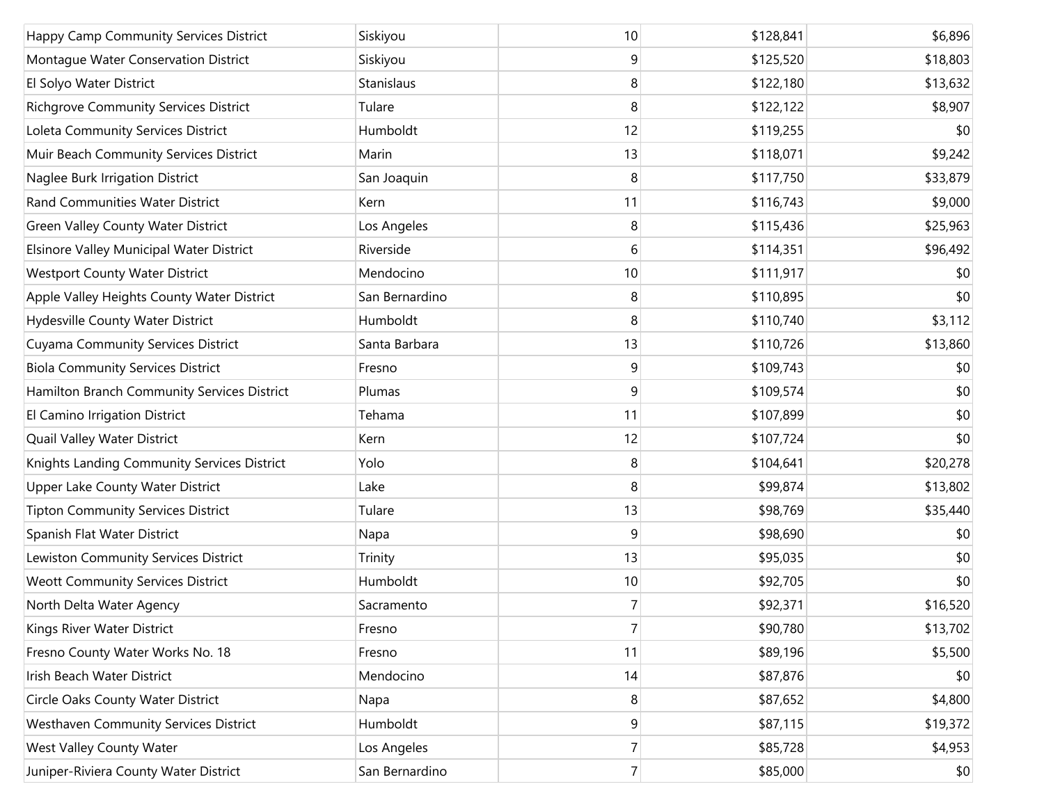| | | | | |
|---|---|---|---|---|
| Happy Camp Community Services District | Siskiyou | 10 | $128,841 | $6,896 |
| Montague Water Conservation District | Siskiyou | 9 | $125,520 | $18,803 |
| El Solyo Water District | Stanislaus | 8 | $122,180 | $13,632 |
| Richgrove Community Services District | Tulare | 8 | $122,122 | $8,907 |
| Loleta Community Services District | Humboldt | 12 | $119,255 | $0 |
| Muir Beach Community Services District | Marin | 13 | $118,071 | $9,242 |
| Naglee Burk Irrigation District | San Joaquin | 8 | $117,750 | $33,879 |
| Rand Communities Water District | Kern | 11 | $116,743 | $9,000 |
| Green Valley County Water District | Los Angeles | 8 | $115,436 | $25,963 |
| Elsinore Valley Municipal Water District | Riverside | 6 | $114,351 | $96,492 |
| Westport County Water District | Mendocino | 10 | $111,917 | $0 |
| Apple Valley Heights County Water District | San Bernardino | 8 | $110,895 | $0 |
| Hydesville County Water District | Humboldt | 8 | $110,740 | $3,112 |
| Cuyama Community Services District | Santa Barbara | 13 | $110,726 | $13,860 |
| Biola Community Services District | Fresno | 9 | $109,743 | $0 |
| Hamilton Branch Community Services District | Plumas | 9 | $109,574 | $0 |
| El Camino Irrigation District | Tehama | 11 | $107,899 | $0 |
| Quail Valley Water District | Kern | 12 | $107,724 | $0 |
| Knights Landing Community Services District | Yolo | 8 | $104,641 | $20,278 |
| Upper Lake County Water District | Lake | 8 | $99,874 | $13,802 |
| Tipton Community Services District | Tulare | 13 | $98,769 | $35,440 |
| Spanish Flat Water District | Napa | 9 | $98,690 | $0 |
| Lewiston Community Services District | Trinity | 13 | $95,035 | $0 |
| Weott Community Services District | Humboldt | 10 | $92,705 | $0 |
| North Delta Water Agency | Sacramento | 7 | $92,371 | $16,520 |
| Kings River Water District | Fresno | 7 | $90,780 | $13,702 |
| Fresno County Water Works No. 18 | Fresno | 11 | $89,196 | $5,500 |
| Irish Beach Water District | Mendocino | 14 | $87,876 | $0 |
| Circle Oaks County Water District | Napa | 8 | $87,652 | $4,800 |
| Westhaven Community Services District | Humboldt | 9 | $87,115 | $19,372 |
| West Valley County Water | Los Angeles | 7 | $85,728 | $4,953 |
| Juniper-Riviera County Water District | San Bernardino | 7 | $85,000 | $0 |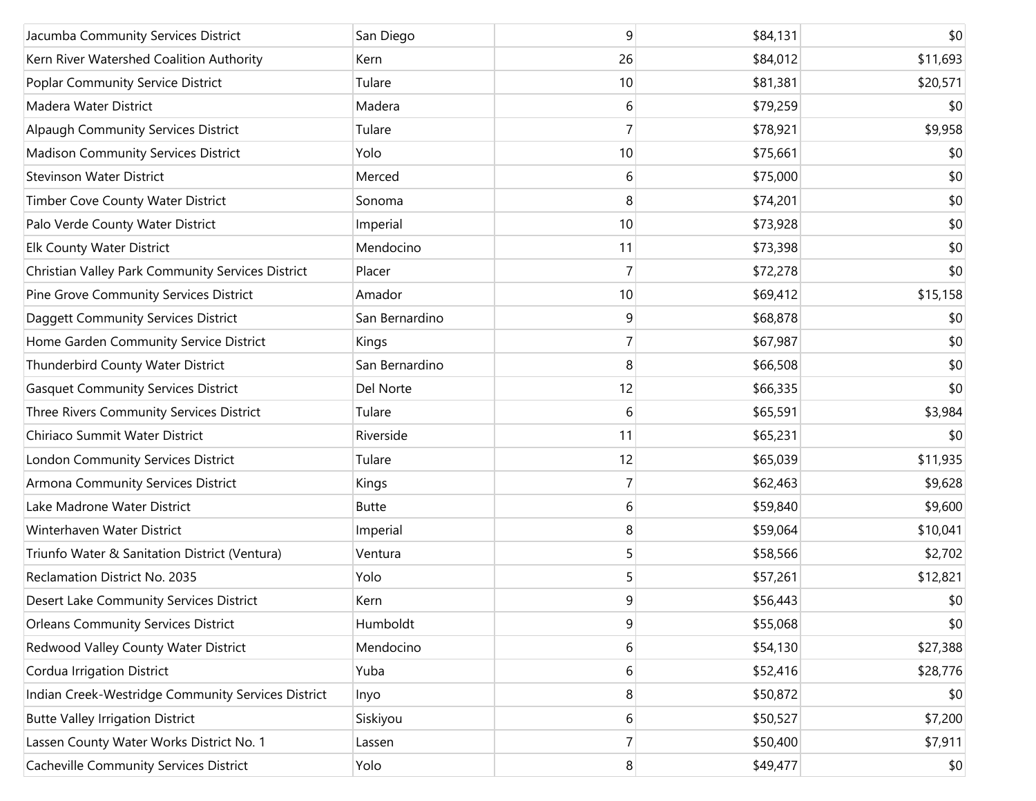| | | | | |
|---|---|---|---|---|
| Jacumba Community Services District | San Diego | 9 | $84,131 | $0 |
| Kern River Watershed Coalition Authority | Kern | 26 | $84,012 | $11,693 |
| Poplar Community Service District | Tulare | 10 | $81,381 | $20,571 |
| Madera Water District | Madera | 6 | $79,259 | $0 |
| Alpaugh Community Services District | Tulare | 7 | $78,921 | $9,958 |
| Madison Community Services District | Yolo | 10 | $75,661 | $0 |
| Stevinson Water District | Merced | 6 | $75,000 | $0 |
| Timber Cove County Water District | Sonoma | 8 | $74,201 | $0 |
| Palo Verde County Water District | Imperial | 10 | $73,928 | $0 |
| Elk County Water District | Mendocino | 11 | $73,398 | $0 |
| Christian Valley Park Community Services District | Placer | 7 | $72,278 | $0 |
| Pine Grove Community Services District | Amador | 10 | $69,412 | $15,158 |
| Daggett Community Services District | San Bernardino | 9 | $68,878 | $0 |
| Home Garden Community Service District | Kings | 7 | $67,987 | $0 |
| Thunderbird County Water District | San Bernardino | 8 | $66,508 | $0 |
| Gasquet Community Services District | Del Norte | 12 | $66,335 | $0 |
| Three Rivers Community Services District | Tulare | 6 | $65,591 | $3,984 |
| Chiriaco Summit Water District | Riverside | 11 | $65,231 | $0 |
| London Community Services District | Tulare | 12 | $65,039 | $11,935 |
| Armona Community Services District | Kings | 7 | $62,463 | $9,628 |
| Lake Madrone Water District | Butte | 6 | $59,840 | $9,600 |
| Winterhaven Water District | Imperial | 8 | $59,064 | $10,041 |
| Triunfo Water & Sanitation District (Ventura) | Ventura | 5 | $58,566 | $2,702 |
| Reclamation District No. 2035 | Yolo | 5 | $57,261 | $12,821 |
| Desert Lake Community Services District | Kern | 9 | $56,443 | $0 |
| Orleans Community Services District | Humboldt | 9 | $55,068 | $0 |
| Redwood Valley County Water District | Mendocino | 6 | $54,130 | $27,388 |
| Cordua Irrigation District | Yuba | 6 | $52,416 | $28,776 |
| Indian Creek-Westridge Community Services District | Inyo | 8 | $50,872 | $0 |
| Butte Valley Irrigation District | Siskiyou | 6 | $50,527 | $7,200 |
| Lassen County Water Works District No. 1 | Lassen | 7 | $50,400 | $7,911 |
| Cacheville Community Services District | Yolo | 8 | $49,477 | $0 |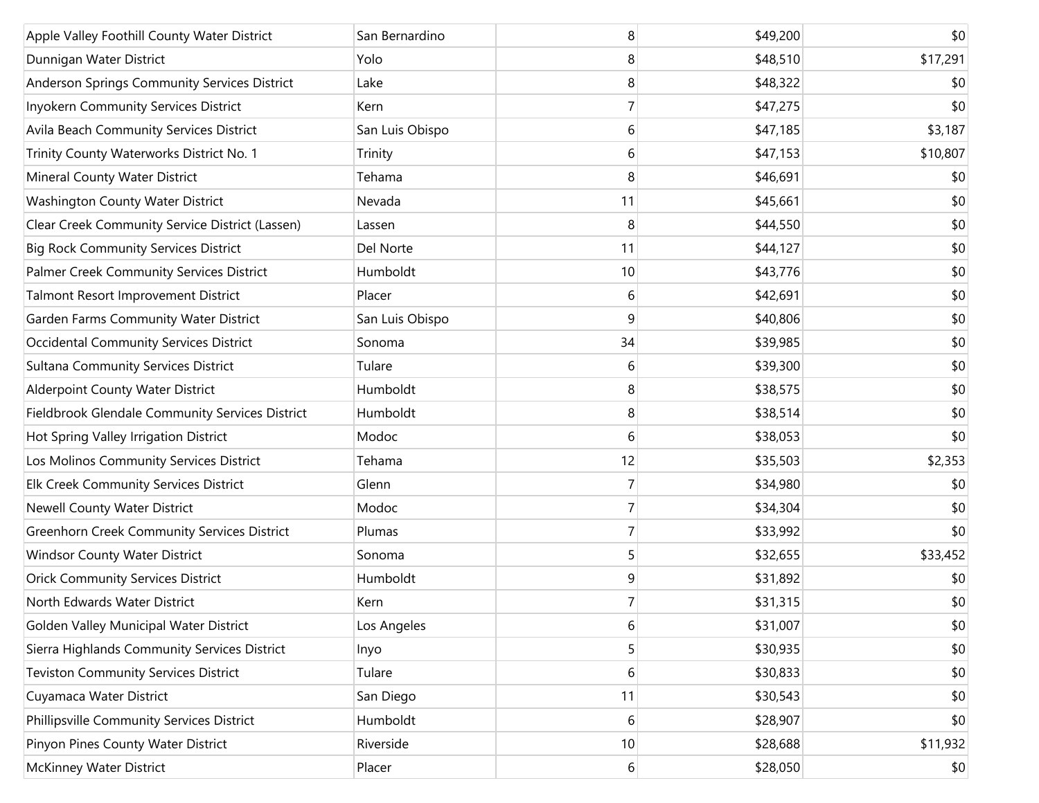| | | | | |
|---|---|---|---|---|
| Apple Valley Foothill County Water District | San Bernardino | 8 | $49,200 | $0 |
| Dunnigan Water District | Yolo | 8 | $48,510 | $17,291 |
| Anderson Springs Community Services District | Lake | 8 | $48,322 | $0 |
| Inyokern Community Services District | Kern | 7 | $47,275 | $0 |
| Avila Beach Community Services District | San Luis Obispo | 6 | $47,185 | $3,187 |
| Trinity County Waterworks District No. 1 | Trinity | 6 | $47,153 | $10,807 |
| Mineral County Water District | Tehama | 8 | $46,691 | $0 |
| Washington County Water District | Nevada | 11 | $45,661 | $0 |
| Clear Creek Community Service District (Lassen) | Lassen | 8 | $44,550 | $0 |
| Big Rock Community Services District | Del Norte | 11 | $44,127 | $0 |
| Palmer Creek Community Services District | Humboldt | 10 | $43,776 | $0 |
| Talmont Resort Improvement District | Placer | 6 | $42,691 | $0 |
| Garden Farms Community Water District | San Luis Obispo | 9 | $40,806 | $0 |
| Occidental Community Services District | Sonoma | 34 | $39,985 | $0 |
| Sultana Community Services District | Tulare | 6 | $39,300 | $0 |
| Alderpoint County Water District | Humboldt | 8 | $38,575 | $0 |
| Fieldbrook Glendale Community Services District | Humboldt | 8 | $38,514 | $0 |
| Hot Spring Valley Irrigation District | Modoc | 6 | $38,053 | $0 |
| Los Molinos Community Services District | Tehama | 12 | $35,503 | $2,353 |
| Elk Creek Community Services District | Glenn | 7 | $34,980 | $0 |
| Newell County Water District | Modoc | 7 | $34,304 | $0 |
| Greenhorn Creek Community Services District | Plumas | 7 | $33,992 | $0 |
| Windsor County Water District | Sonoma | 5 | $32,655 | $33,452 |
| Orick Community Services District | Humboldt | 9 | $31,892 | $0 |
| North Edwards Water District | Kern | 7 | $31,315 | $0 |
| Golden Valley Municipal Water District | Los Angeles | 6 | $31,007 | $0 |
| Sierra Highlands Community Services District | Inyo | 5 | $30,935 | $0 |
| Teviston Community Services District | Tulare | 6 | $30,833 | $0 |
| Cuyamaca Water District | San Diego | 11 | $30,543 | $0 |
| Phillipsville Community Services District | Humboldt | 6 | $28,907 | $0 |
| Pinyon Pines County Water District | Riverside | 10 | $28,688 | $11,932 |
| McKinney Water District | Placer | 6 | $28,050 | $0 |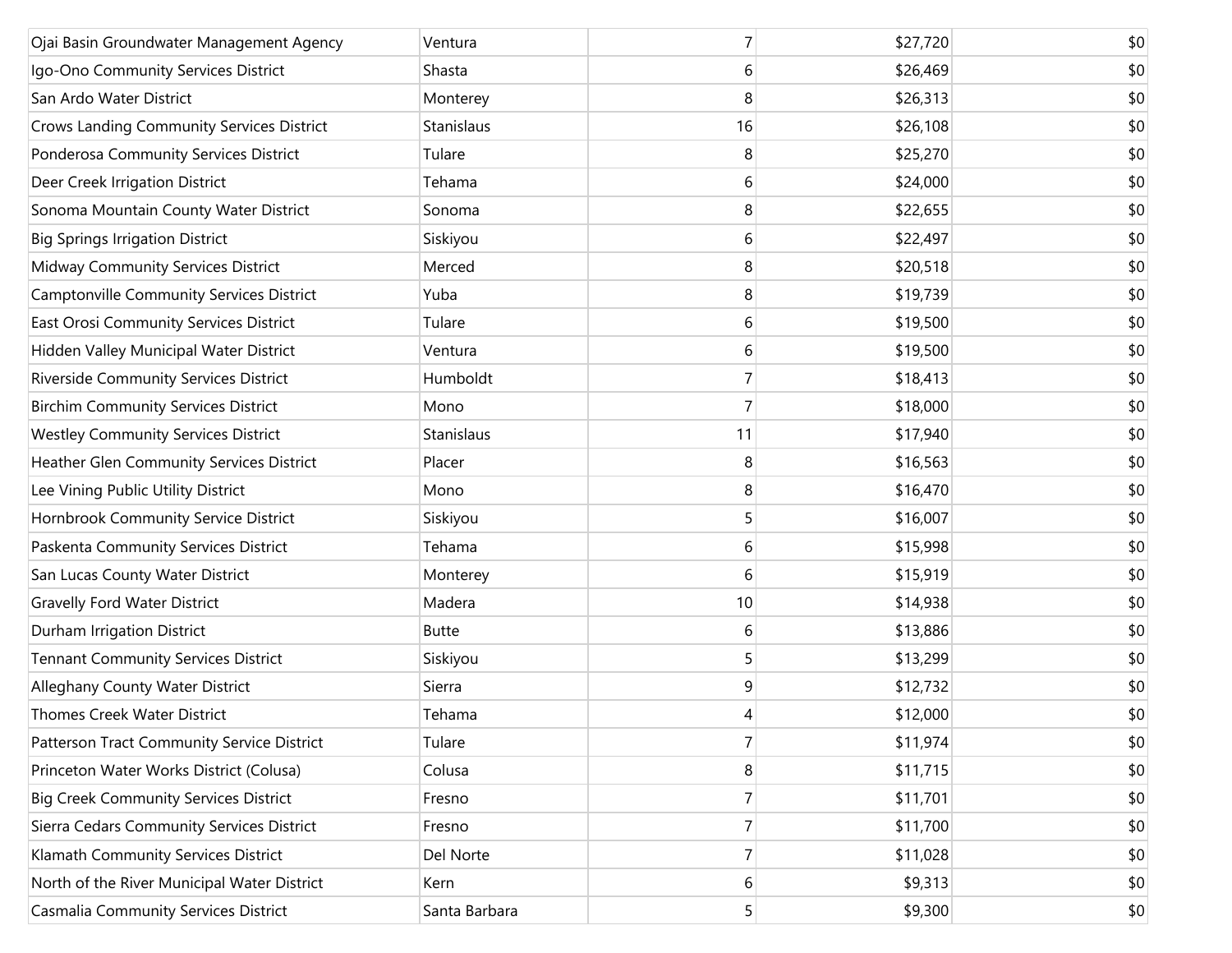| | | | | |
|---|---|---|---|---|
| Ojai Basin Groundwater Management Agency | Ventura | 7 | $27,720 | $0 |
| Igo-Ono Community Services District | Shasta | 6 | $26,469 | $0 |
| San Ardo Water District | Monterey | 8 | $26,313 | $0 |
| Crows Landing Community Services District | Stanislaus | 16 | $26,108 | $0 |
| Ponderosa Community Services District | Tulare | 8 | $25,270 | $0 |
| Deer Creek Irrigation District | Tehama | 6 | $24,000 | $0 |
| Sonoma Mountain County Water District | Sonoma | 8 | $22,655 | $0 |
| Big Springs Irrigation District | Siskiyou | 6 | $22,497 | $0 |
| Midway Community Services District | Merced | 8 | $20,518 | $0 |
| Camptonville Community Services District | Yuba | 8 | $19,739 | $0 |
| East Orosi Community Services District | Tulare | 6 | $19,500 | $0 |
| Hidden Valley Municipal Water District | Ventura | 6 | $19,500 | $0 |
| Riverside Community Services District | Humboldt | 7 | $18,413 | $0 |
| Birchim Community Services District | Mono | 7 | $18,000 | $0 |
| Westley Community Services District | Stanislaus | 11 | $17,940 | $0 |
| Heather Glen Community Services District | Placer | 8 | $16,563 | $0 |
| Lee Vining Public Utility District | Mono | 8 | $16,470 | $0 |
| Hornbrook Community Service District | Siskiyou | 5 | $16,007 | $0 |
| Paskenta Community Services District | Tehama | 6 | $15,998 | $0 |
| San Lucas County Water District | Monterey | 6 | $15,919 | $0 |
| Gravelly Ford Water District | Madera | 10 | $14,938 | $0 |
| Durham Irrigation District | Butte | 6 | $13,886 | $0 |
| Tennant Community Services District | Siskiyou | 5 | $13,299 | $0 |
| Alleghany County Water District | Sierra | 9 | $12,732 | $0 |
| Thomes Creek Water District | Tehama | 4 | $12,000 | $0 |
| Patterson Tract Community Service District | Tulare | 7 | $11,974 | $0 |
| Princeton Water Works District (Colusa) | Colusa | 8 | $11,715 | $0 |
| Big Creek Community Services District | Fresno | 7 | $11,701 | $0 |
| Sierra Cedars Community Services District | Fresno | 7 | $11,700 | $0 |
| Klamath Community Services District | Del Norte | 7 | $11,028 | $0 |
| North of the River Municipal Water District | Kern | 6 | $9,313 | $0 |
| Casmalia Community Services District | Santa Barbara | 5 | $9,300 | $0 |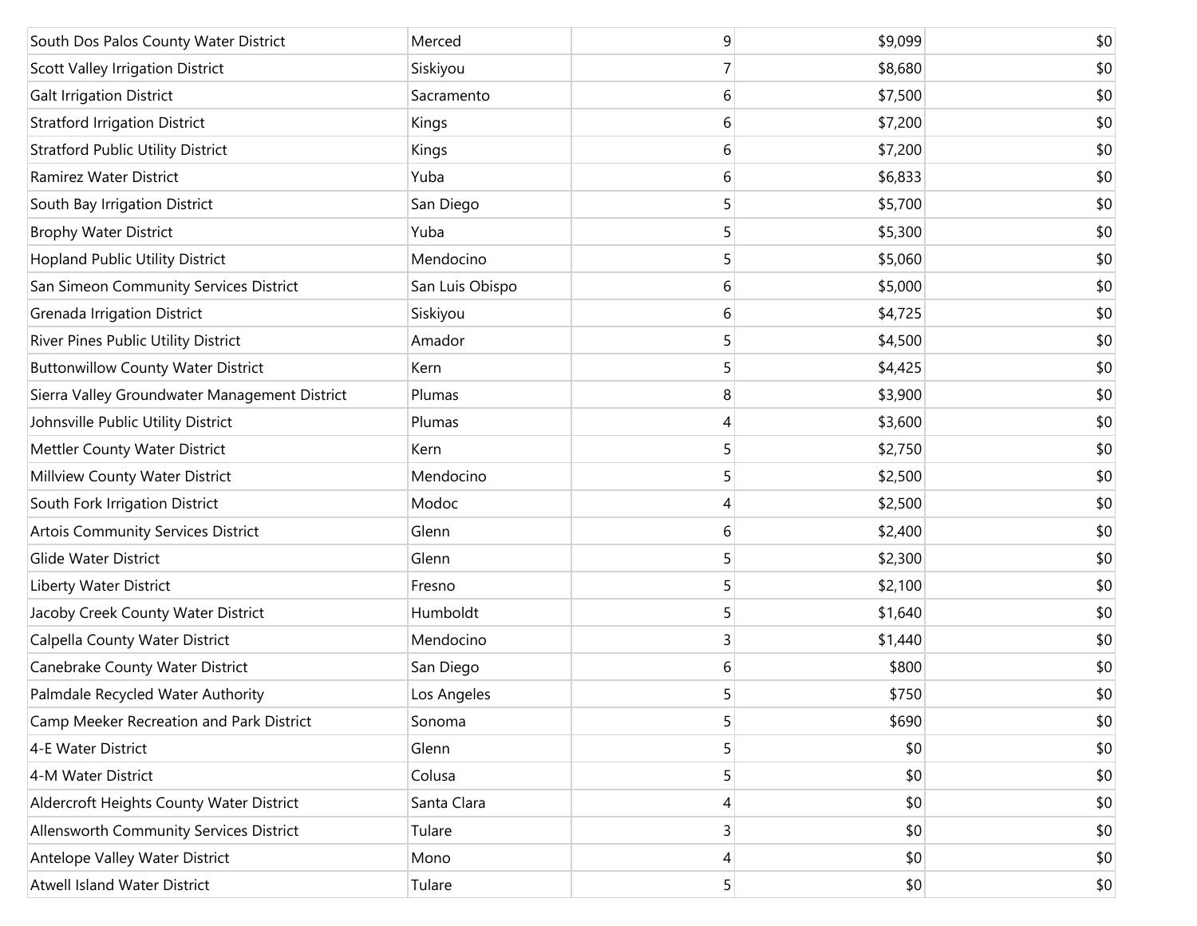| | | | | |
|---|---|---|---|---|
| South Dos Palos County Water District | Merced | 9 | $9,099 | $0 |
| Scott Valley Irrigation District | Siskiyou | 7 | $8,680 | $0 |
| Galt Irrigation District | Sacramento | 6 | $7,500 | $0 |
| Stratford Irrigation District | Kings | 6 | $7,200 | $0 |
| Stratford Public Utility District | Kings | 6 | $7,200 | $0 |
| Ramirez Water District | Yuba | 6 | $6,833 | $0 |
| South Bay Irrigation District | San Diego | 5 | $5,700 | $0 |
| Brophy Water District | Yuba | 5 | $5,300 | $0 |
| Hopland Public Utility District | Mendocino | 5 | $5,060 | $0 |
| San Simeon Community Services District | San Luis Obispo | 6 | $5,000 | $0 |
| Grenada Irrigation District | Siskiyou | 6 | $4,725 | $0 |
| River Pines Public Utility District | Amador | 5 | $4,500 | $0 |
| Buttonwillow County Water District | Kern | 5 | $4,425 | $0 |
| Sierra Valley Groundwater Management District | Plumas | 8 | $3,900 | $0 |
| Johnsville Public Utility District | Plumas | 4 | $3,600 | $0 |
| Mettler County Water District | Kern | 5 | $2,750 | $0 |
| Millview County Water District | Mendocino | 5 | $2,500 | $0 |
| South Fork Irrigation District | Modoc | 4 | $2,500 | $0 |
| Artois Community Services District | Glenn | 6 | $2,400 | $0 |
| Glide Water District | Glenn | 5 | $2,300 | $0 |
| Liberty Water District | Fresno | 5 | $2,100 | $0 |
| Jacoby Creek County Water District | Humboldt | 5 | $1,640 | $0 |
| Calpella County Water District | Mendocino | 3 | $1,440 | $0 |
| Canebrake County Water District | San Diego | 6 | $800 | $0 |
| Palmdale Recycled Water Authority | Los Angeles | 5 | $750 | $0 |
| Camp Meeker Recreation and Park District | Sonoma | 5 | $690 | $0 |
| 4-E Water District | Glenn | 5 | $0 | $0 |
| 4-M Water District | Colusa | 5 | $0 | $0 |
| Aldercroft Heights County Water District | Santa Clara | 4 | $0 | $0 |
| Allensworth Community Services District | Tulare | 3 | $0 | $0 |
| Antelope Valley Water District | Mono | 4 | $0 | $0 |
| Atwell Island Water District | Tulare | 5 | $0 | $0 |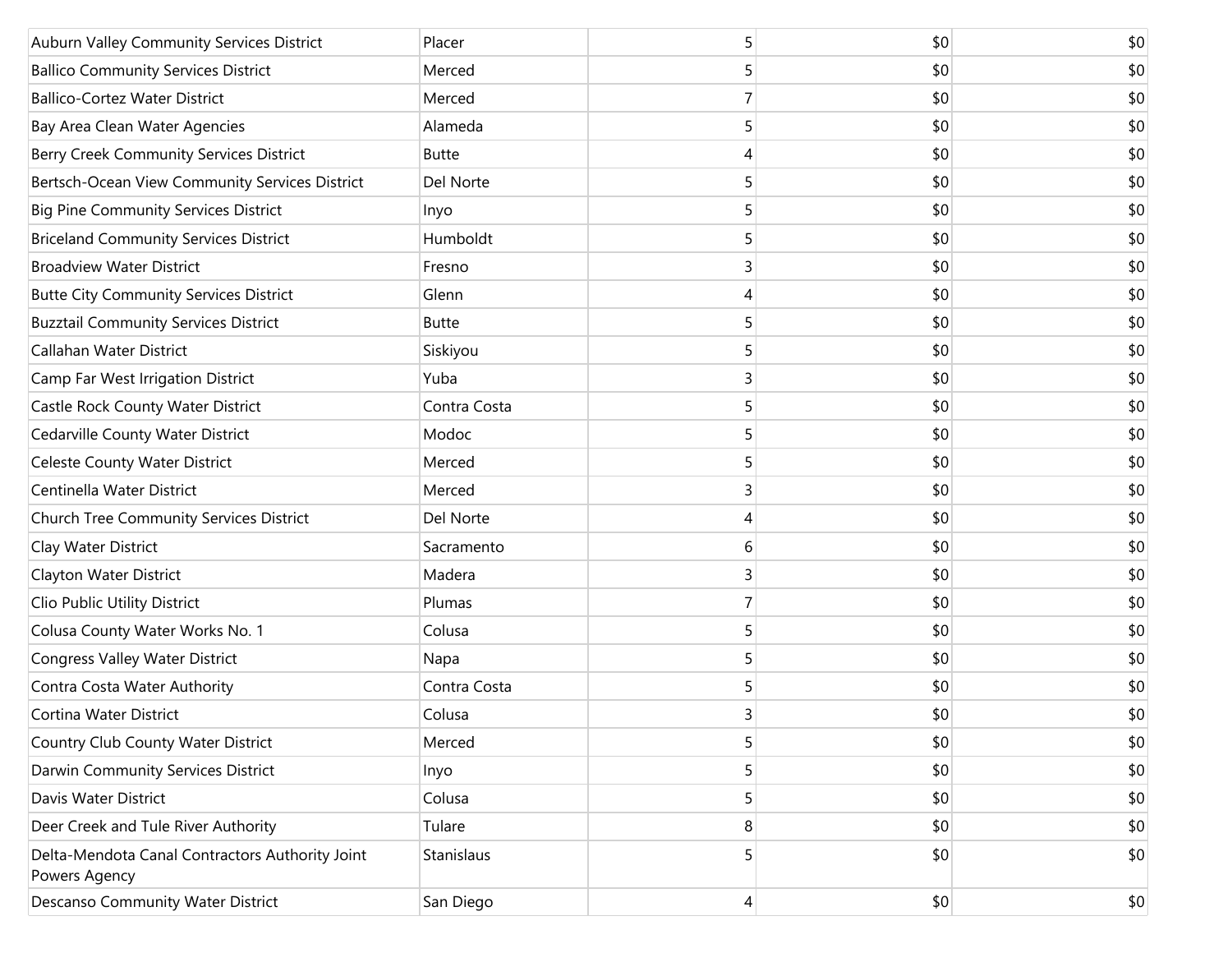| | | | | |
|---|---|---|---|---|
| Auburn Valley Community Services District | Placer | 5 | $0 | $0 |
| Ballico Community Services District | Merced | 5 | $0 | $0 |
| Ballico-Cortez Water District | Merced | 7 | $0 | $0 |
| Bay Area Clean Water Agencies | Alameda | 5 | $0 | $0 |
| Berry Creek Community Services District | Butte | 4 | $0 | $0 |
| Bertsch-Ocean View Community Services District | Del Norte | 5 | $0 | $0 |
| Big Pine Community Services District | Inyo | 5 | $0 | $0 |
| Briceland Community Services District | Humboldt | 5 | $0 | $0 |
| Broadview Water District | Fresno | 3 | $0 | $0 |
| Butte City Community Services District | Glenn | 4 | $0 | $0 |
| Buzztail Community Services District | Butte | 5 | $0 | $0 |
| Callahan Water District | Siskiyou | 5 | $0 | $0 |
| Camp Far West Irrigation District | Yuba | 3 | $0 | $0 |
| Castle Rock County Water District | Contra Costa | 5 | $0 | $0 |
| Cedarville County Water District | Modoc | 5 | $0 | $0 |
| Celeste County Water District | Merced | 5 | $0 | $0 |
| Centinella Water District | Merced | 3 | $0 | $0 |
| Church Tree Community Services District | Del Norte | 4 | $0 | $0 |
| Clay Water District | Sacramento | 6 | $0 | $0 |
| Clayton Water District | Madera | 3 | $0 | $0 |
| Clio Public Utility District | Plumas | 7 | $0 | $0 |
| Colusa County Water Works No. 1 | Colusa | 5 | $0 | $0 |
| Congress Valley Water District | Napa | 5 | $0 | $0 |
| Contra Costa Water Authority | Contra Costa | 5 | $0 | $0 |
| Cortina Water District | Colusa | 3 | $0 | $0 |
| Country Club County Water District | Merced | 5 | $0 | $0 |
| Darwin Community Services District | Inyo | 5 | $0 | $0 |
| Davis Water District | Colusa | 5 | $0 | $0 |
| Deer Creek and Tule River Authority | Tulare | 8 | $0 | $0 |
| Delta-Mendota Canal Contractors Authority Joint Powers Agency | Stanislaus | 5 | $0 | $0 |
| Descanso Community Water District | San Diego | 4 | $0 | $0 |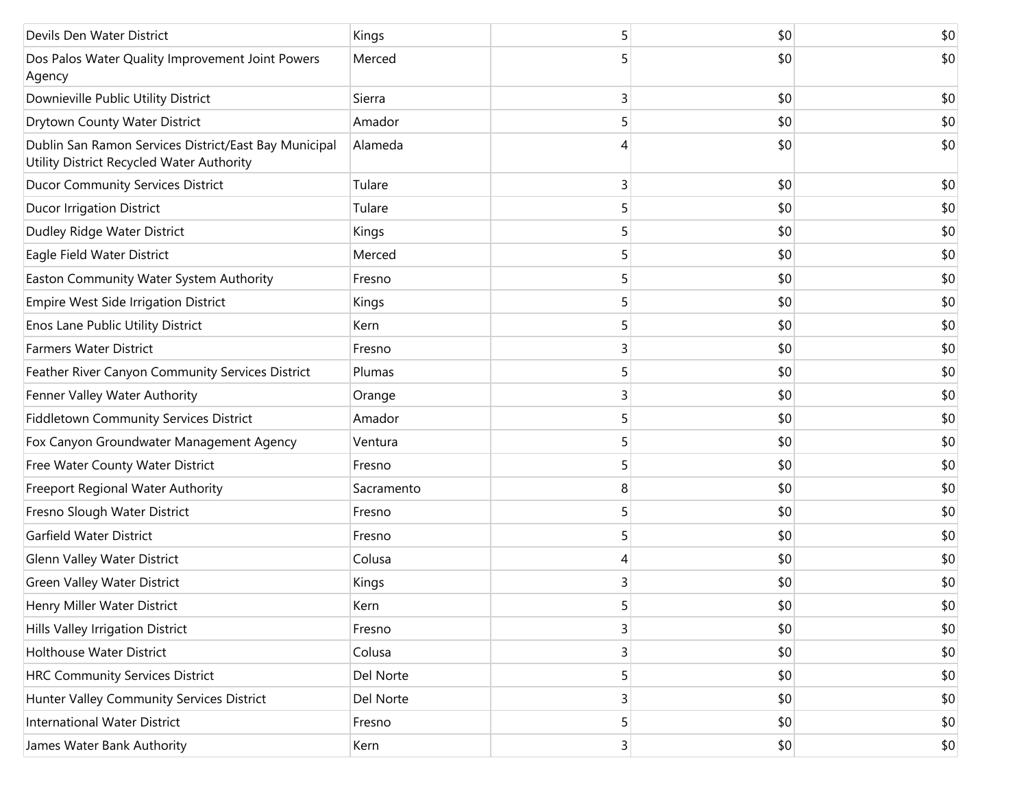| | | | | |
|---|---|---|---|---|
| Devils Den Water District | Kings | 5 | $0 | $0 |
| Dos Palos Water Quality Improvement Joint Powers Agency | Merced | 5 | $0 | $0 |
| Downieville Public Utility District | Sierra | 3 | $0 | $0 |
| Drytown County Water District | Amador | 5 | $0 | $0 |
| Dublin San Ramon Services District/East Bay Municipal Utility District Recycled Water Authority | Alameda | 4 | $0 | $0 |
| Ducor Community Services District | Tulare | 3 | $0 | $0 |
| Ducor Irrigation District | Tulare | 5 | $0 | $0 |
| Dudley Ridge Water District | Kings | 5 | $0 | $0 |
| Eagle Field Water District | Merced | 5 | $0 | $0 |
| Easton Community Water System Authority | Fresno | 5 | $0 | $0 |
| Empire West Side Irrigation District | Kings | 5 | $0 | $0 |
| Enos Lane Public Utility District | Kern | 5 | $0 | $0 |
| Farmers Water District | Fresno | 3 | $0 | $0 |
| Feather River Canyon Community Services District | Plumas | 5 | $0 | $0 |
| Fenner Valley Water Authority | Orange | 3 | $0 | $0 |
| Fiddletown Community Services District | Amador | 5 | $0 | $0 |
| Fox Canyon Groundwater Management Agency | Ventura | 5 | $0 | $0 |
| Free Water County Water District | Fresno | 5 | $0 | $0 |
| Freeport Regional Water Authority | Sacramento | 8 | $0 | $0 |
| Fresno Slough Water District | Fresno | 5 | $0 | $0 |
| Garfield Water District | Fresno | 5 | $0 | $0 |
| Glenn Valley Water District | Colusa | 4 | $0 | $0 |
| Green Valley Water District | Kings | 3 | $0 | $0 |
| Henry Miller Water District | Kern | 5 | $0 | $0 |
| Hills Valley Irrigation District | Fresno | 3 | $0 | $0 |
| Holthouse Water District | Colusa | 3 | $0 | $0 |
| HRC Community Services District | Del Norte | 5 | $0 | $0 |
| Hunter Valley Community Services District | Del Norte | 3 | $0 | $0 |
| International Water District | Fresno | 5 | $0 | $0 |
| James Water Bank Authority | Kern | 3 | $0 | $0 |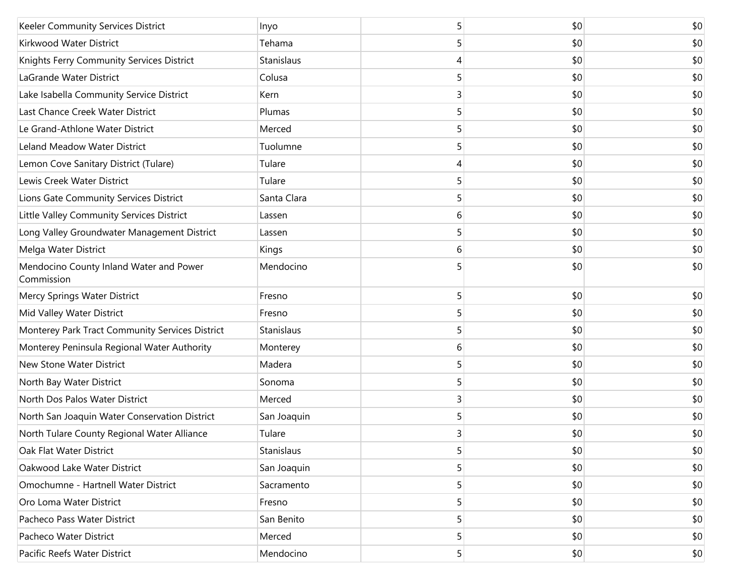| | | | | |
|---|---|---|---|---|
| Keeler Community Services District | Inyo | 5 | $0 | $0 |
| Kirkwood Water District | Tehama | 5 | $0 | $0 |
| Knights Ferry Community Services District | Stanislaus | 4 | $0 | $0 |
| LaGrande Water District | Colusa | 5 | $0 | $0 |
| Lake Isabella Community Service District | Kern | 3 | $0 | $0 |
| Last Chance Creek Water District | Plumas | 5 | $0 | $0 |
| Le Grand-Athlone Water District | Merced | 5 | $0 | $0 |
| Leland Meadow Water District | Tuolumne | 5 | $0 | $0 |
| Lemon Cove Sanitary District (Tulare) | Tulare | 4 | $0 | $0 |
| Lewis Creek Water District | Tulare | 5 | $0 | $0 |
| Lions Gate Community Services District | Santa Clara | 5 | $0 | $0 |
| Little Valley Community Services District | Lassen | 6 | $0 | $0 |
| Long Valley Groundwater Management District | Lassen | 5 | $0 | $0 |
| Melga Water District | Kings | 6 | $0 | $0 |
| Mendocino County Inland Water and Power Commission | Mendocino | 5 | $0 | $0 |
| Mercy Springs Water District | Fresno | 5 | $0 | $0 |
| Mid Valley Water District | Fresno | 5 | $0 | $0 |
| Monterey Park Tract Community Services District | Stanislaus | 5 | $0 | $0 |
| Monterey Peninsula Regional Water Authority | Monterey | 6 | $0 | $0 |
| New Stone Water District | Madera | 5 | $0 | $0 |
| North Bay Water District | Sonoma | 5 | $0 | $0 |
| North Dos Palos Water District | Merced | 3 | $0 | $0 |
| North San Joaquin Water Conservation District | San Joaquin | 5 | $0 | $0 |
| North Tulare County Regional Water Alliance | Tulare | 3 | $0 | $0 |
| Oak Flat Water District | Stanislaus | 5 | $0 | $0 |
| Oakwood Lake Water District | San Joaquin | 5 | $0 | $0 |
| Omochumne - Hartnell Water District | Sacramento | 5 | $0 | $0 |
| Oro Loma Water District | Fresno | 5 | $0 | $0 |
| Pacheco Pass Water District | San Benito | 5 | $0 | $0 |
| Pacheco Water District | Merced | 5 | $0 | $0 |
| Pacific Reefs Water District | Mendocino | 5 | $0 | $0 |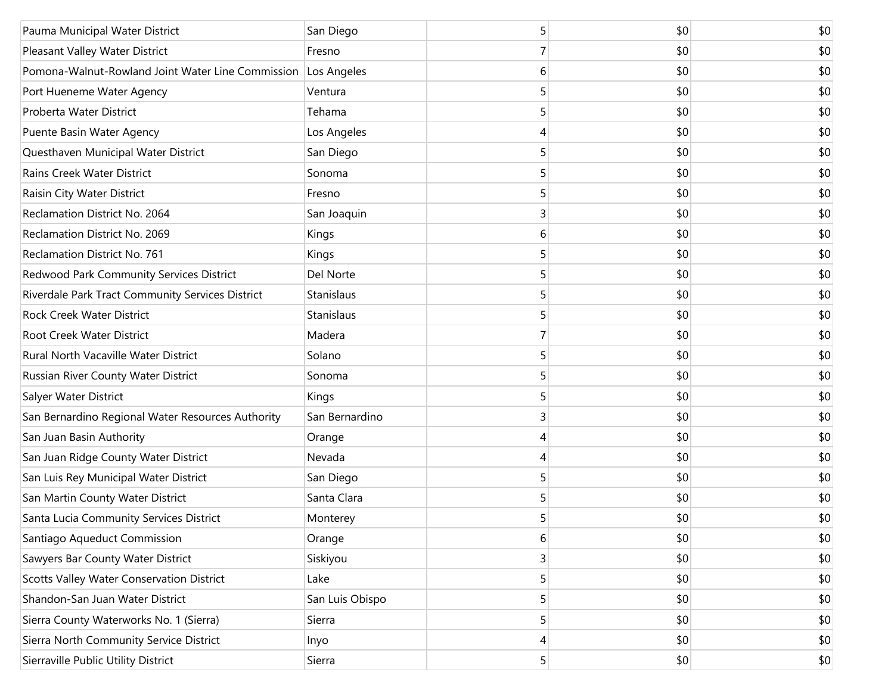| | | | | |
|---|---|---|---|---|
| Pauma Municipal Water District | San Diego | 5 | $0 | $0 |
| Pleasant Valley Water District | Fresno | 7 | $0 | $0 |
| Pomona-Walnut-Rowland Joint Water Line Commission | Los Angeles | 6 | $0 | $0 |
| Port Hueneme Water Agency | Ventura | 5 | $0 | $0 |
| Proberta Water District | Tehama | 5 | $0 | $0 |
| Puente Basin Water Agency | Los Angeles | 4 | $0 | $0 |
| Questhaven Municipal Water District | San Diego | 5 | $0 | $0 |
| Rains Creek Water District | Sonoma | 5 | $0 | $0 |
| Raisin City Water District | Fresno | 5 | $0 | $0 |
| Reclamation District No. 2064 | San Joaquin | 3 | $0 | $0 |
| Reclamation District No. 2069 | Kings | 6 | $0 | $0 |
| Reclamation District No. 761 | Kings | 5 | $0 | $0 |
| Redwood Park Community Services District | Del Norte | 5 | $0 | $0 |
| Riverdale Park Tract Community Services District | Stanislaus | 5 | $0 | $0 |
| Rock Creek Water District | Stanislaus | 5 | $0 | $0 |
| Root Creek Water District | Madera | 7 | $0 | $0 |
| Rural North Vacaville Water District | Solano | 5 | $0 | $0 |
| Russian River County Water District | Sonoma | 5 | $0 | $0 |
| Salyer Water District | Kings | 5 | $0 | $0 |
| San Bernardino Regional Water Resources Authority | San Bernardino | 3 | $0 | $0 |
| San Juan Basin Authority | Orange | 4 | $0 | $0 |
| San Juan Ridge County Water District | Nevada | 4 | $0 | $0 |
| San Luis Rey Municipal Water District | San Diego | 5 | $0 | $0 |
| San Martin County Water District | Santa Clara | 5 | $0 | $0 |
| Santa Lucia Community Services District | Monterey | 5 | $0 | $0 |
| Santiago Aqueduct Commission | Orange | 6 | $0 | $0 |
| Sawyers Bar County Water District | Siskiyou | 3 | $0 | $0 |
| Scotts Valley Water Conservation District | Lake | 5 | $0 | $0 |
| Shandon-San Juan Water District | San Luis Obispo | 5 | $0 | $0 |
| Sierra County Waterworks No. 1 (Sierra) | Sierra | 5 | $0 | $0 |
| Sierra North Community Service District | Inyo | 4 | $0 | $0 |
| Sierraville Public Utility District | Sierra | 5 | $0 | $0 |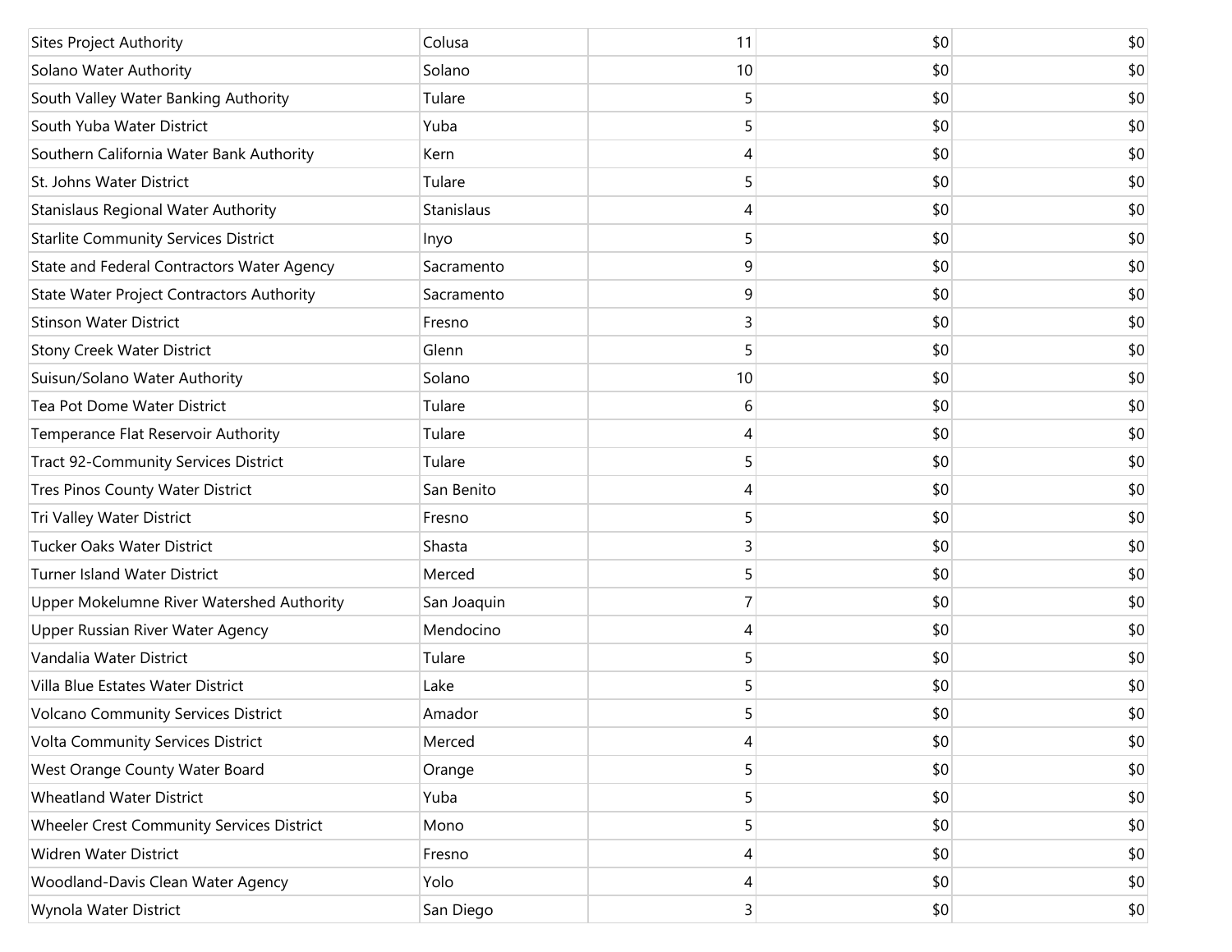| | | | | |
|---|---|---|---|---|
| Sites Project Authority | Colusa | 11 | $0 | $0 |
| Solano Water Authority | Solano | 10 | $0 | $0 |
| South Valley Water Banking Authority | Tulare | 5 | $0 | $0 |
| South Yuba Water District | Yuba | 5 | $0 | $0 |
| Southern California Water Bank Authority | Kern | 4 | $0 | $0 |
| St. Johns Water District | Tulare | 5 | $0 | $0 |
| Stanislaus Regional Water Authority | Stanislaus | 4 | $0 | $0 |
| Starlite Community Services District | Inyo | 5 | $0 | $0 |
| State and Federal Contractors Water Agency | Sacramento | 9 | $0 | $0 |
| State Water Project Contractors Authority | Sacramento | 9 | $0 | $0 |
| Stinson Water District | Fresno | 3 | $0 | $0 |
| Stony Creek Water District | Glenn | 5 | $0 | $0 |
| Suisun/Solano Water Authority | Solano | 10 | $0 | $0 |
| Tea Pot Dome Water District | Tulare | 6 | $0 | $0 |
| Temperance Flat Reservoir Authority | Tulare | 4 | $0 | $0 |
| Tract 92-Community Services District | Tulare | 5 | $0 | $0 |
| Tres Pinos County Water District | San Benito | 4 | $0 | $0 |
| Tri Valley Water District | Fresno | 5 | $0 | $0 |
| Tucker Oaks Water District | Shasta | 3 | $0 | $0 |
| Turner Island Water District | Merced | 5 | $0 | $0 |
| Upper Mokelumne River Watershed Authority | San Joaquin | 7 | $0 | $0 |
| Upper Russian River Water Agency | Mendocino | 4 | $0 | $0 |
| Vandalia Water District | Tulare | 5 | $0 | $0 |
| Villa Blue Estates Water District | Lake | 5 | $0 | $0 |
| Volcano Community Services District | Amador | 5 | $0 | $0 |
| Volta Community Services District | Merced | 4 | $0 | $0 |
| West Orange County Water Board | Orange | 5 | $0 | $0 |
| Wheatland Water District | Yuba | 5 | $0 | $0 |
| Wheeler Crest Community Services District | Mono | 5 | $0 | $0 |
| Widren Water District | Fresno | 4 | $0 | $0 |
| Woodland-Davis Clean Water Agency | Yolo | 4 | $0 | $0 |
| Wynola Water District | San Diego | 3 | $0 | $0 |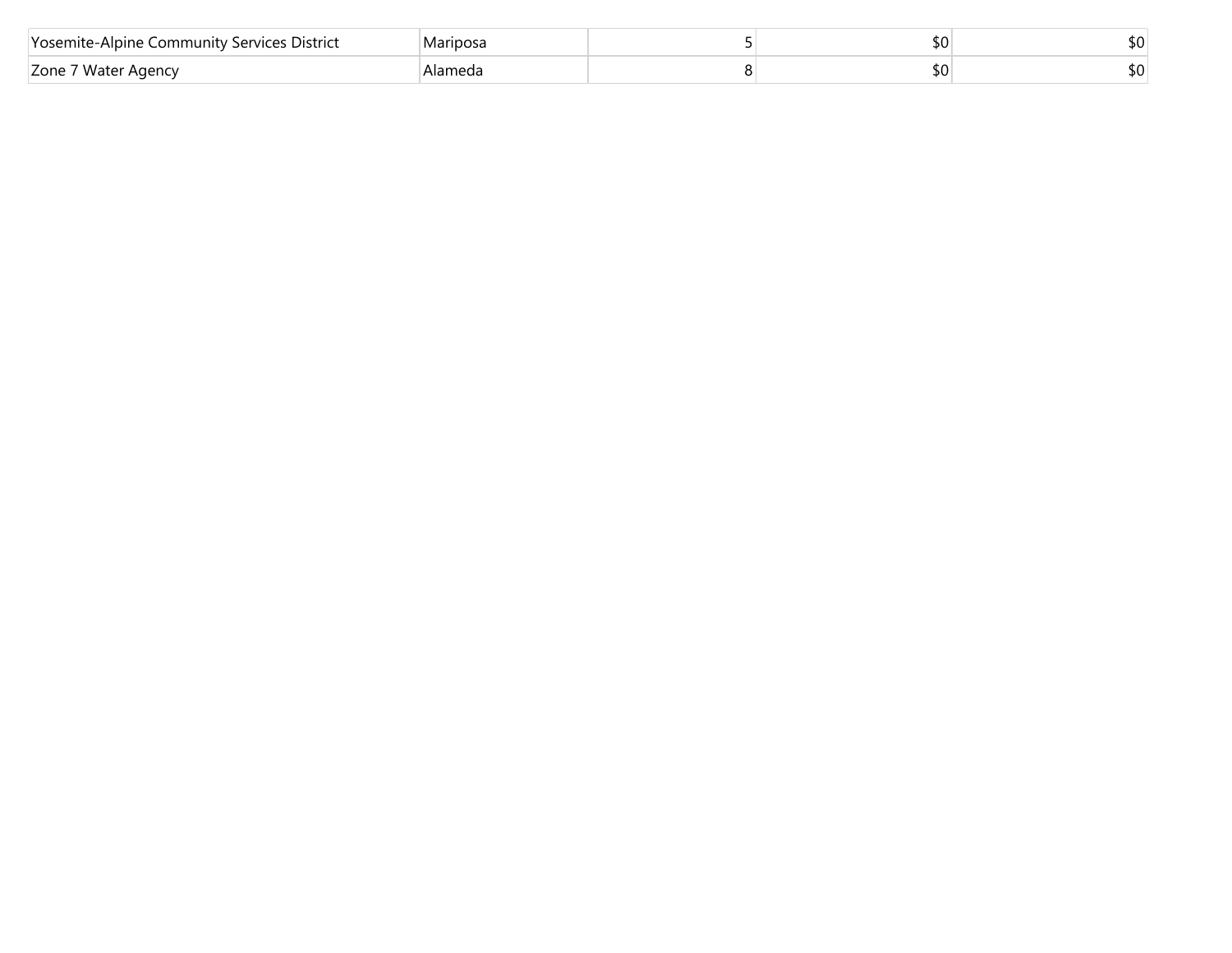| | | | | |
|---|---|---|---|---|
| Yosemite-Alpine Community Services District | Mariposa | 5 | $0 | $0 |
| Zone 7 Water Agency | Alameda | 8 | $0 | $0 |